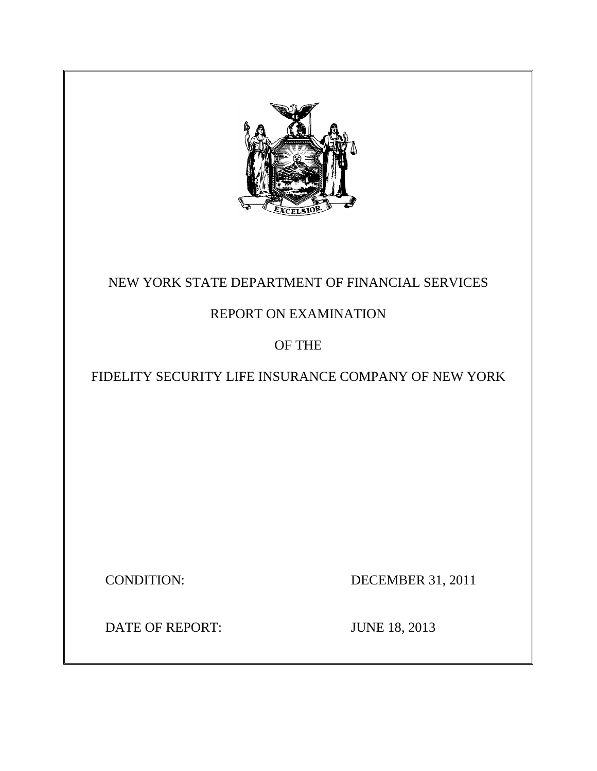# NEW YORK STATE DEPARTMENT OF FINANCIAL SERVICES

## REPORT ON EXAMINATION

## OF THE

## FIDELITY SECURITY LIFE INSURANCE COMPANY OF NEW YORK

CONDITION: DECEMBER 31, 2011

DATE OF REPORT: JUNE 18, 2013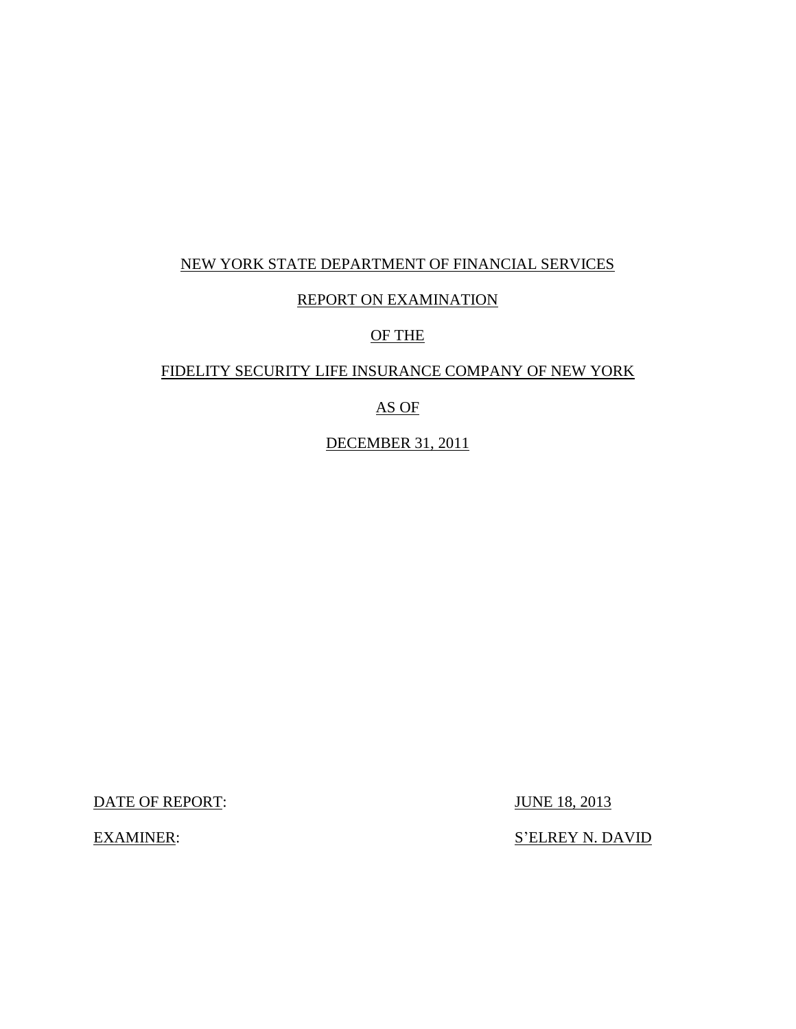NEW YORK STATE DEPARTMENT OF FINANCIAL SERVICES

REPORT ON EXAMINATION

OF THE

FIDELITY SECURITY LIFE INSURANCE COMPANY OF NEW YORK

AS OF

DECEMBER 31, 2011

DATE OF REPORT: JUNE 18, 2013

EXAMINER: S'ELREY N. DAVID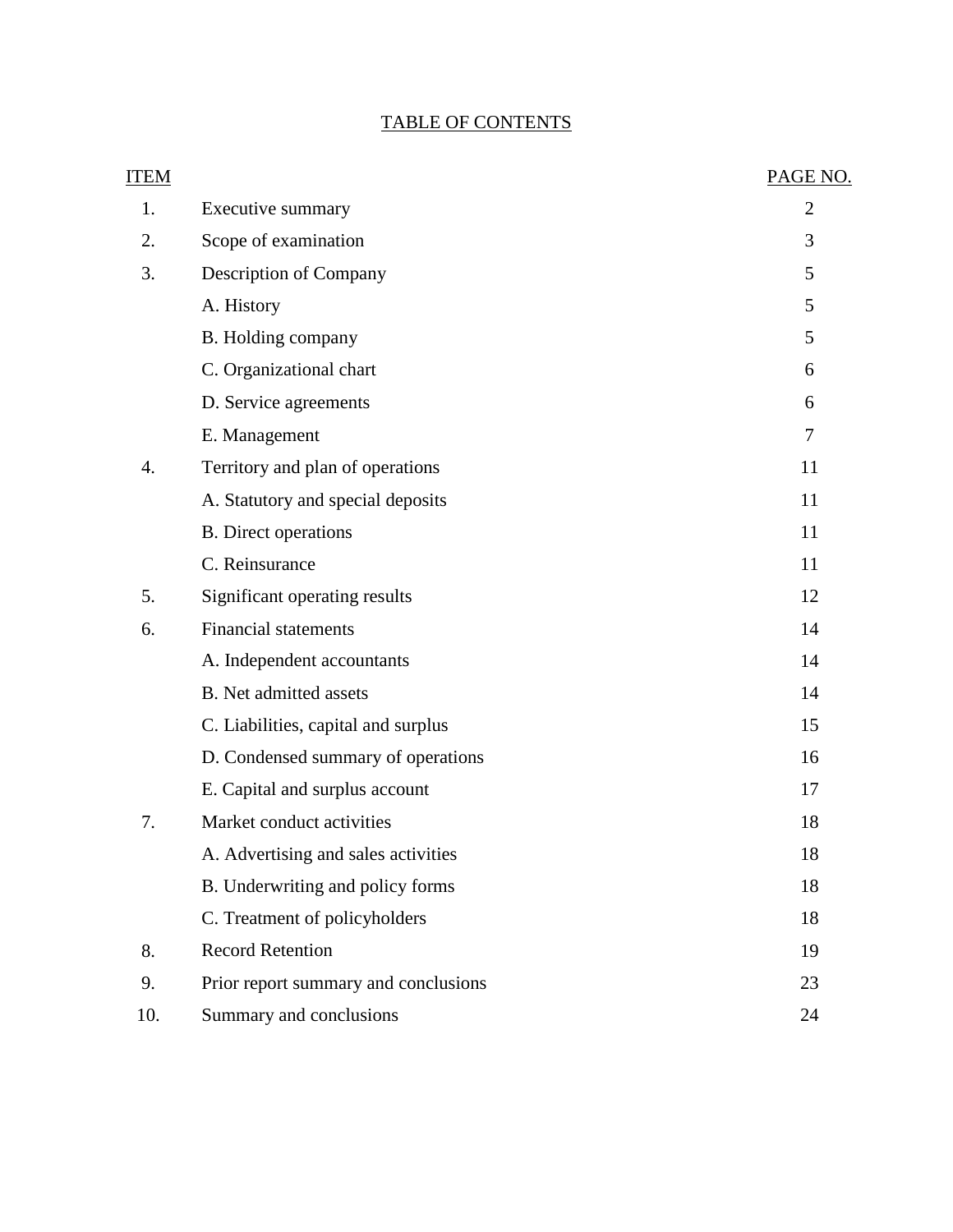# TABLE OF CONTENTS

| ITEM | | PAGE NO. |
|---|---|---|
| 1. | Executive summary | 2 |
| 2. | Scope of examination | 3 |
| 3. | Description of Company | 5 |
| | A. History | 5 |
| | B. Holding company | 5 |
| | C. Organizational chart | 6 |
| | D. Service agreements | 6 |
| | E. Management | 7 |
| 4. | Territory and plan of operations | 11 |
| | A. Statutory and special deposits | 11 |
| | B. Direct operations | 11 |
| | C. Reinsurance | 11 |
| 5. | Significant operating results | 12 |
| 6. | Financial statements | 14 |
| | A. Independent accountants | 14 |
| | B. Net admitted assets | 14 |
| | C. Liabilities, capital and surplus | 15 |
| | D. Condensed summary of operations | 16 |
| | E. Capital and surplus account | 17 |
| 7. | Market conduct activities | 18 |
| | A. Advertising and sales activities | 18 |
| | B. Underwriting and policy forms | 18 |
| | C. Treatment of policyholders | 18 |
| 8. | Record Retention | 19 |
| 9. | Prior report summary and conclusions | 23 |
| 10. | Summary and conclusions | 24 |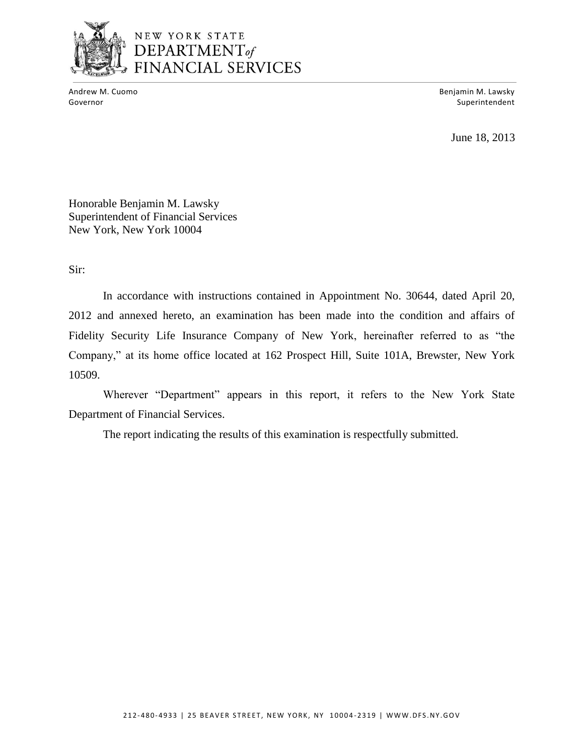NEW YORK STATE
DEPARTMENT *of*
FINANCIAL SERVICES

Andrew M. Cuomo
Governor

Benjamin M. Lawsky
Superintendent

June 18, 2013

Honorable Benjamin M. Lawsky
Superintendent of Financial Services
New York, New York 10004

Sir:

In accordance with instructions contained in Appointment No. 30644, dated April 20, 2012 and annexed hereto, an examination has been made into the condition and affairs of Fidelity Security Life Insurance Company of New York, hereinafter referred to as "the Company," at its home office located at 162 Prospect Hill, Suite 101A, Brewster, New York 10509.

Wherever "Department" appears in this report, it refers to the New York State Department of Financial Services.

The report indicating the results of this examination is respectfully submitted.

212-480-4933 | 25 BEAVER STREET, NEW YORK, NY 10004-2319 | WWW.DFS.NY.GOV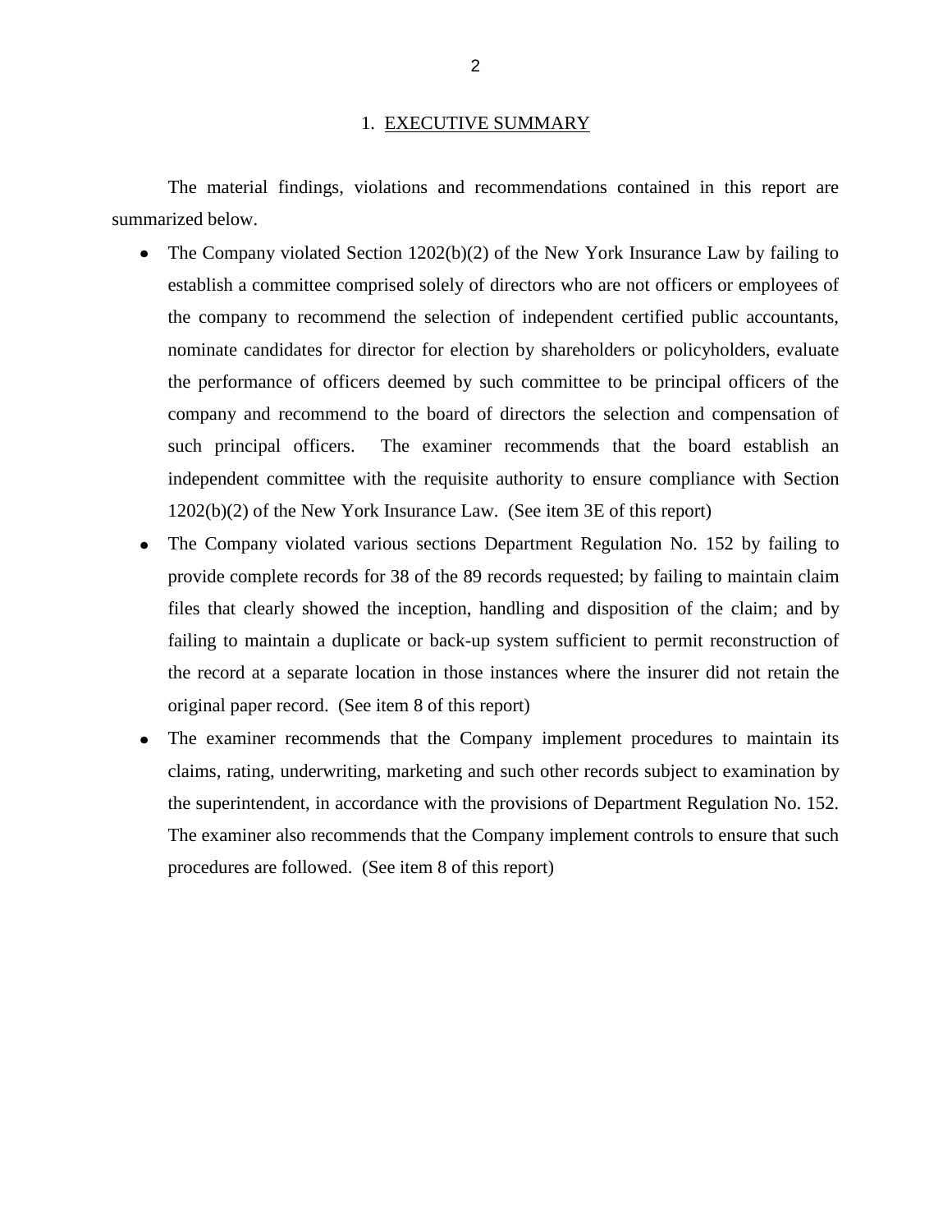## 1. EXECUTIVE SUMMARY

The material findings, violations and recommendations contained in this report are summarized below.

- The Company violated Section 1202(b)(2) of the New York Insurance Law by failing to establish a committee comprised solely of directors who are not officers or employees of the company to recommend the selection of independent certified public accountants, nominate candidates for director for election by shareholders or policyholders, evaluate the performance of officers deemed by such committee to be principal officers of the company and recommend to the board of directors the selection and compensation of such principal officers. The examiner recommends that the board establish an independent committee with the requisite authority to ensure compliance with Section 1202(b)(2) of the New York Insurance Law. (See item 3E of this report)
- The Company violated various sections Department Regulation No. 152 by failing to provide complete records for 38 of the 89 records requested; by failing to maintain claim files that clearly showed the inception, handling and disposition of the claim; and by failing to maintain a duplicate or back-up system sufficient to permit reconstruction of the record at a separate location in those instances where the insurer did not retain the original paper record. (See item 8 of this report)
- The examiner recommends that the Company implement procedures to maintain its claims, rating, underwriting, marketing and such other records subject to examination by the superintendent, in accordance with the provisions of Department Regulation No. 152. The examiner also recommends that the Company implement controls to ensure that such procedures are followed. (See item 8 of this report)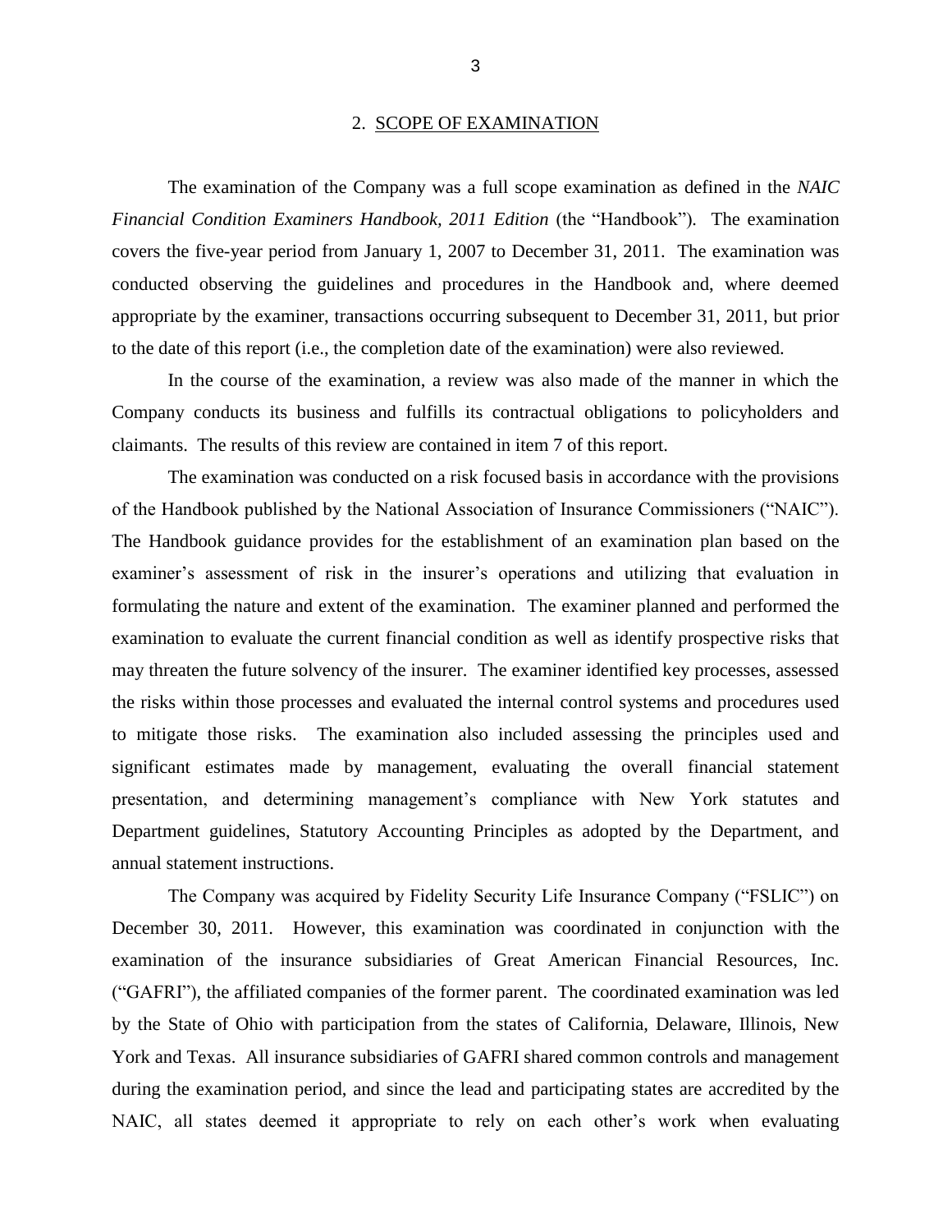## 2. SCOPE OF EXAMINATION

The examination of the Company was a full scope examination as defined in the *NAIC Financial Condition Examiners Handbook, 2011 Edition* (the "Handbook"). The examination covers the five-year period from January 1, 2007 to December 31, 2011. The examination was conducted observing the guidelines and procedures in the Handbook and, where deemed appropriate by the examiner, transactions occurring subsequent to December 31, 2011, but prior to the date of this report (i.e., the completion date of the examination) were also reviewed.

In the course of the examination, a review was also made of the manner in which the Company conducts its business and fulfills its contractual obligations to policyholders and claimants. The results of this review are contained in item 7 of this report.

The examination was conducted on a risk focused basis in accordance with the provisions of the Handbook published by the National Association of Insurance Commissioners ("NAIC"). The Handbook guidance provides for the establishment of an examination plan based on the examiner's assessment of risk in the insurer's operations and utilizing that evaluation in formulating the nature and extent of the examination. The examiner planned and performed the examination to evaluate the current financial condition as well as identify prospective risks that may threaten the future solvency of the insurer. The examiner identified key processes, assessed the risks within those processes and evaluated the internal control systems and procedures used to mitigate those risks. The examination also included assessing the principles used and significant estimates made by management, evaluating the overall financial statement presentation, and determining management's compliance with New York statutes and Department guidelines, Statutory Accounting Principles as adopted by the Department, and annual statement instructions.

The Company was acquired by Fidelity Security Life Insurance Company ("FSLIC") on December 30, 2011. However, this examination was coordinated in conjunction with the examination of the insurance subsidiaries of Great American Financial Resources, Inc. ("GAFRI"), the affiliated companies of the former parent. The coordinated examination was led by the State of Ohio with participation from the states of California, Delaware, Illinois, New York and Texas. All insurance subsidiaries of GAFRI shared common controls and management during the examination period, and since the lead and participating states are accredited by the NAIC, all states deemed it appropriate to rely on each other's work when evaluating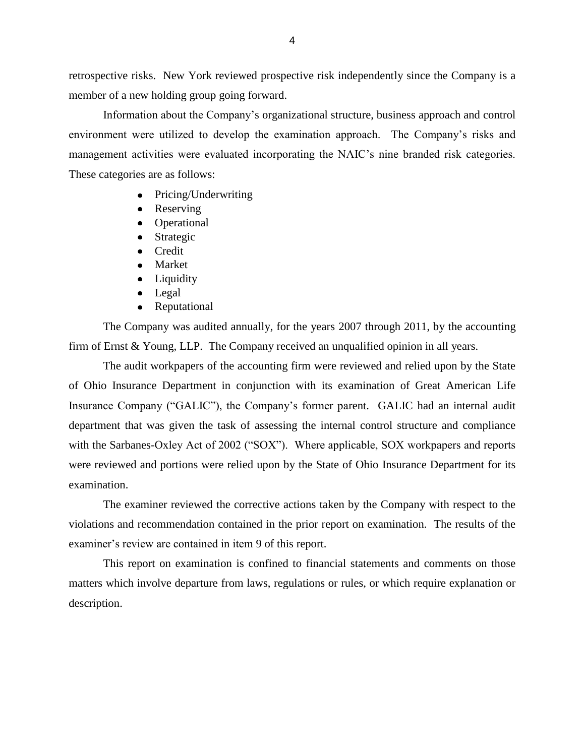retrospective risks. New York reviewed prospective risk independently since the Company is a member of a new holding group going forward.

Information about the Company's organizational structure, business approach and control environment were utilized to develop the examination approach. The Company's risks and management activities were evaluated incorporating the NAIC's nine branded risk categories. These categories are as follows:

- Pricing/Underwriting
- Reserving
- Operational
- Strategic
- Credit
- Market
- Liquidity
- Legal
- Reputational

The Company was audited annually, for the years 2007 through 2011, by the accounting firm of Ernst & Young, LLP. The Company received an unqualified opinion in all years.

The audit workpapers of the accounting firm were reviewed and relied upon by the State of Ohio Insurance Department in conjunction with its examination of Great American Life Insurance Company ("GALIC"), the Company's former parent. GALIC had an internal audit department that was given the task of assessing the internal control structure and compliance with the Sarbanes-Oxley Act of 2002 ("SOX"). Where applicable, SOX workpapers and reports were reviewed and portions were relied upon by the State of Ohio Insurance Department for its examination.

The examiner reviewed the corrective actions taken by the Company with respect to the violations and recommendation contained in the prior report on examination. The results of the examiner's review are contained in item 9 of this report.

This report on examination is confined to financial statements and comments on those matters which involve departure from laws, regulations or rules, or which require explanation or description.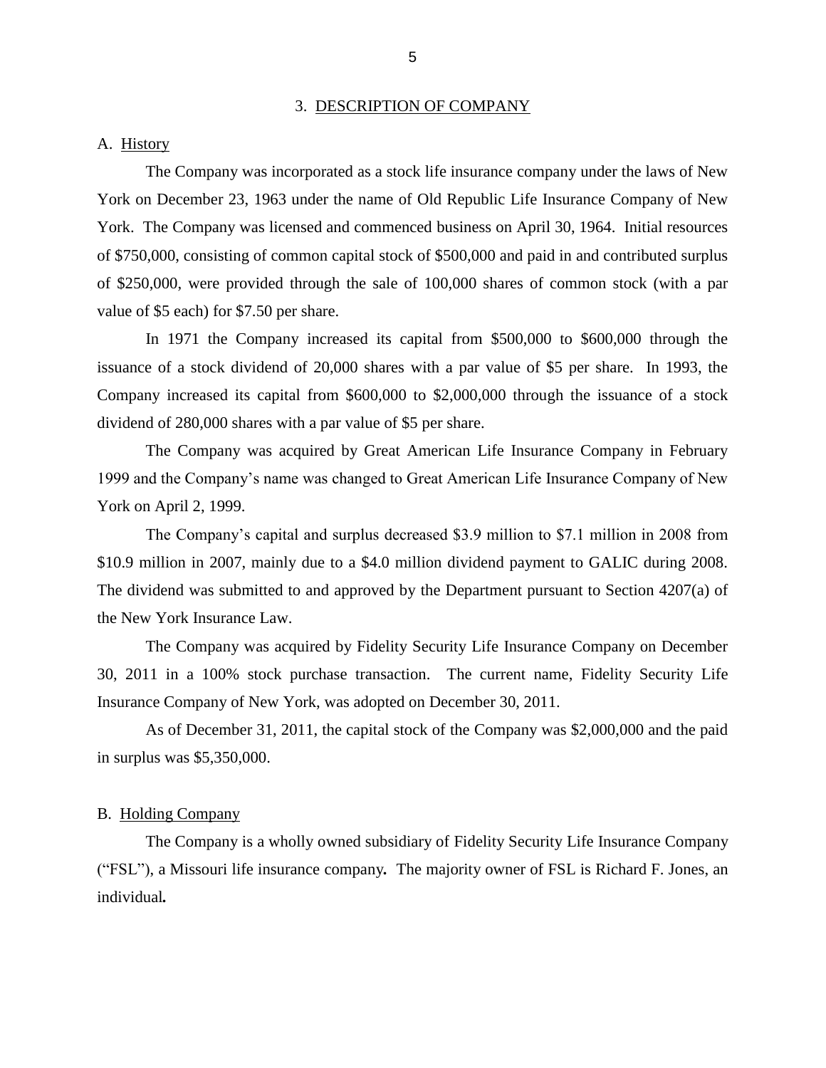## 3. DESCRIPTION OF COMPANY

### A. History

The Company was incorporated as a stock life insurance company under the laws of New York on December 23, 1963 under the name of Old Republic Life Insurance Company of New York. The Company was licensed and commenced business on April 30, 1964. Initial resources of $750,000, consisting of common capital stock of $500,000 and paid in and contributed surplus of $250,000, were provided through the sale of 100,000 shares of common stock (with a par value of $5 each) for $7.50 per share.

In 1971 the Company increased its capital from $500,000 to $600,000 through the issuance of a stock dividend of 20,000 shares with a par value of $5 per share. In 1993, the Company increased its capital from $600,000 to $2,000,000 through the issuance of a stock dividend of 280,000 shares with a par value of $5 per share.

The Company was acquired by Great American Life Insurance Company in February 1999 and the Company's name was changed to Great American Life Insurance Company of New York on April 2, 1999.

The Company's capital and surplus decreased $3.9 million to $7.1 million in 2008 from $10.9 million in 2007, mainly due to a $4.0 million dividend payment to GALIC during 2008. The dividend was submitted to and approved by the Department pursuant to Section 4207(a) of the New York Insurance Law.

The Company was acquired by Fidelity Security Life Insurance Company on December 30, 2011 in a 100% stock purchase transaction. The current name, Fidelity Security Life Insurance Company of New York, was adopted on December 30, 2011.

As of December 31, 2011, the capital stock of the Company was $2,000,000 and the paid in surplus was $5,350,000.

### B. Holding Company

The Company is a wholly owned subsidiary of Fidelity Security Life Insurance Company ("FSL"), a Missouri life insurance company**.** The majority owner of FSL is Richard F. Jones, an individual**.**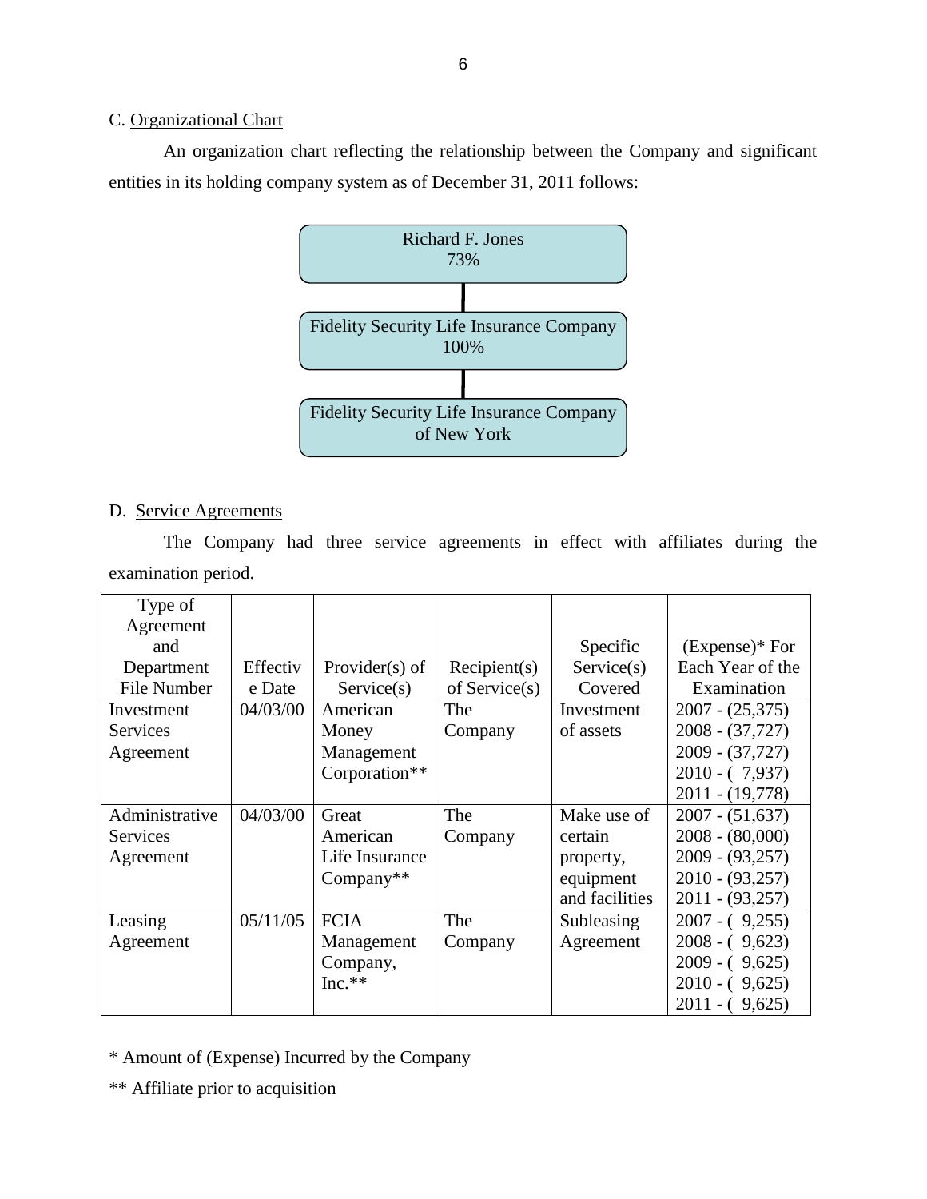C. Organizational Chart

An organization chart reflecting the relationship between the Company and significant entities in its holding company system as of December 31, 2011 follows:

Richard F. Jones
73%

Fidelity Security Life Insurance Company
100%

Fidelity Security Life Insurance Company of New York

D. Service Agreements

The Company had three service agreements in effect with affiliates during the examination period.

| Type of Agreement and Department File Number | Effective Date | Provider(s) of Service(s) | Recipient(s) of Service(s) | Specific Service(s) Covered | (Expense)* For Each Year of the Examination |
|---|---|---|---|---|---|
| Investment Services Agreement | 04/03/00 | American Money Management Corporation** | The Company | Investment of assets | 2007 - (25,375)<br>2008 - (37,727)<br>2009 - (37,727)<br>2010 - ( 7,937)<br>2011 - (19,778) |
| Administrative Services Agreement | 04/03/00 | Great American Life Insurance Company** | The Company | Make use of certain property, equipment and facilities | 2007 - (51,637)<br>2008 - (80,000)<br>2009 - (93,257)<br>2010 - (93,257)<br>2011 - (93,257) |
| Leasing Agreement | 05/11/05 | FCIA Management Company, Inc.** | The Company | Subleasing Agreement | 2007 - ( 9,255)<br>2008 - ( 9,623)<br>2009 - ( 9,625)<br>2010 - ( 9,625)<br>2011 - ( 9,625) |

* Amount of (Expense) Incurred by the Company

** Affiliate prior to acquisition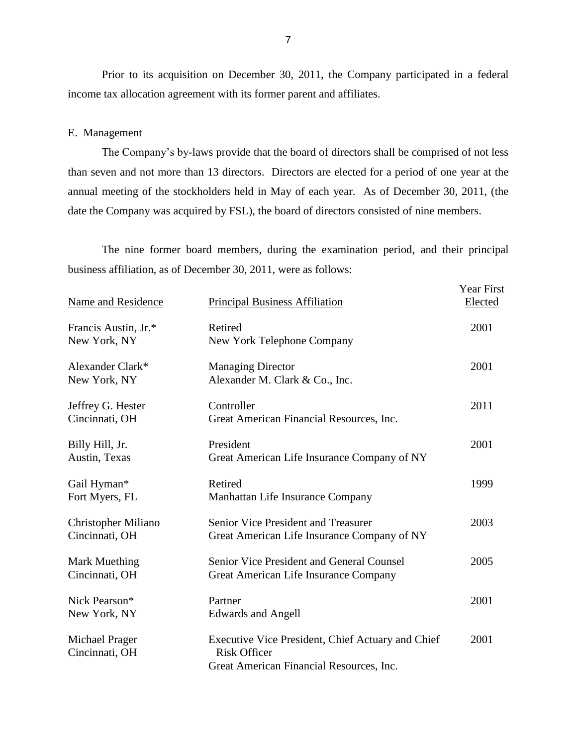Prior to its acquisition on December 30, 2011, the Company participated in a federal income tax allocation agreement with its former parent and affiliates.

E. Management

The Company's by-laws provide that the board of directors shall be comprised of not less than seven and not more than 13 directors. Directors are elected for a period of one year at the annual meeting of the stockholders held in May of each year. As of December 30, 2011, (the date the Company was acquired by FSL), the board of directors consisted of nine members.

The nine former board members, during the examination period, and their principal business affiliation, as of December 30, 2011, were as follows:

| Name and Residence | Principal Business Affiliation | Year First Elected |
|---|---|---|
| Francis Austin, Jr.*<br>New York, NY | Retired<br>New York Telephone Company | 2001 |
| Alexander Clark*<br>New York, NY | Managing Director<br>Alexander M. Clark & Co., Inc. | 2001 |
| Jeffrey G. Hester<br>Cincinnati, OH | Controller<br>Great American Financial Resources, Inc. | 2011 |
| Billy Hill, Jr.<br>Austin, Texas | President<br>Great American Life Insurance Company of NY | 2001 |
| Gail Hyman*<br>Fort Myers, FL | Retired<br>Manhattan Life Insurance Company | 1999 |
| Christopher Miliano<br>Cincinnati, OH | Senior Vice President and Treasurer<br>Great American Life Insurance Company of NY | 2003 |
| Mark Muething<br>Cincinnati, OH | Senior Vice President and General Counsel<br>Great American Life Insurance Company | 2005 |
| Nick Pearson*<br>New York, NY | Partner<br>Edwards and Angell | 2001 |
| Michael Prager<br>Cincinnati, OH | Executive Vice President, Chief Actuary and Chief Risk Officer<br>Great American Financial Resources, Inc. | 2001 |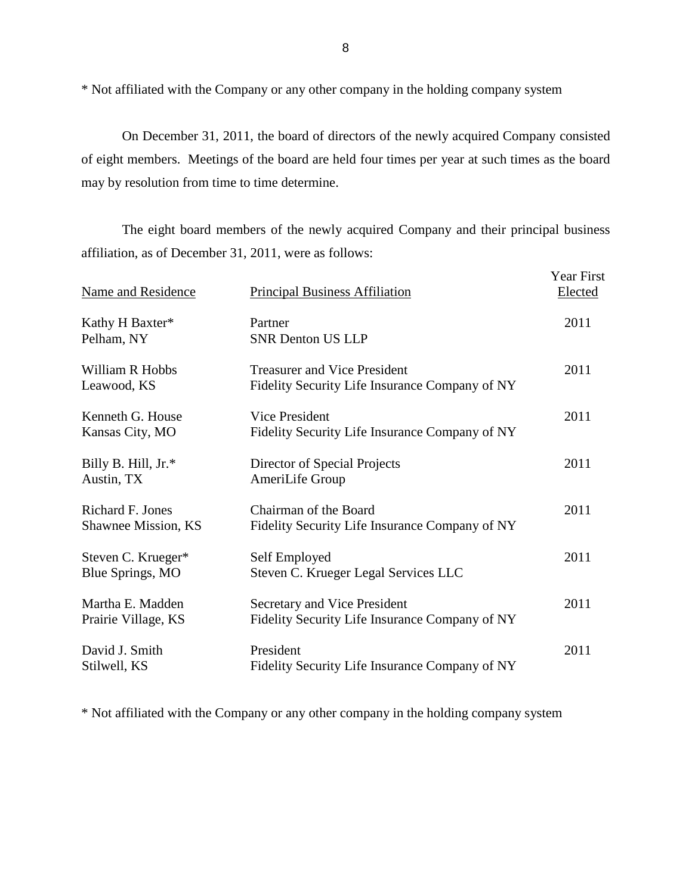* Not affiliated with the Company or any other company in the holding company system

On December 31, 2011, the board of directors of the newly acquired Company consisted of eight members. Meetings of the board are held four times per year at such times as the board may by resolution from time to time determine.

The eight board members of the newly acquired Company and their principal business affiliation, as of December 31, 2011, were as follows:

| Name and Residence | Principal Business Affiliation | Year First Elected |
|---|---|---|
| Kathy H Baxter*<br>Pelham, NY | Partner<br>SNR Denton US LLP | 2011 |
| William R Hobbs<br>Leawood, KS | Treasurer and Vice President<br>Fidelity Security Life Insurance Company of NY | 2011 |
| Kenneth G. House<br>Kansas City, MO | Vice President<br>Fidelity Security Life Insurance Company of NY | 2011 |
| Billy B. Hill, Jr.*<br>Austin, TX | Director of Special Projects<br>AmeriLife Group | 2011 |
| Richard F. Jones<br>Shawnee Mission, KS | Chairman of the Board<br>Fidelity Security Life Insurance Company of NY | 2011 |
| Steven C. Krueger*<br>Blue Springs, MO | Self Employed<br>Steven C. Krueger Legal Services LLC | 2011 |
| Martha E. Madden<br>Prairie Village, KS | Secretary and Vice President<br>Fidelity Security Life Insurance Company of NY | 2011 |
| David J. Smith<br>Stilwell, KS | President<br>Fidelity Security Life Insurance Company of NY | 2011 |

* Not affiliated with the Company or any other company in the holding company system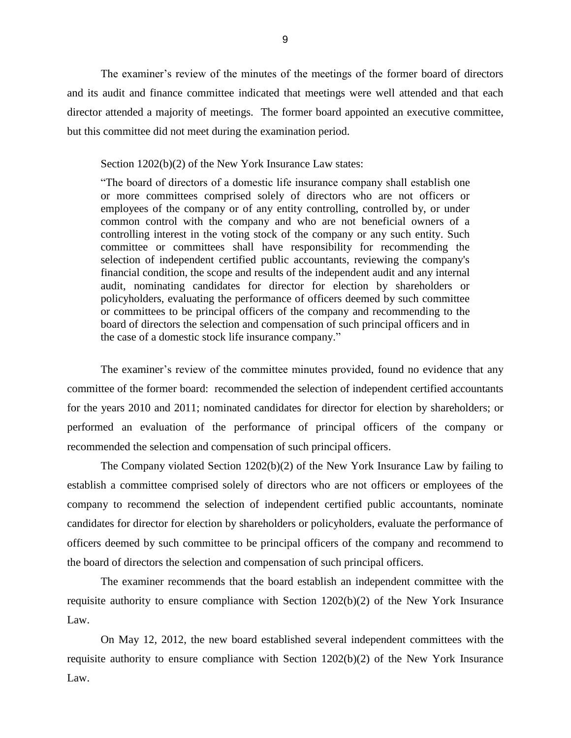The examiner's review of the minutes of the meetings of the former board of directors and its audit and finance committee indicated that meetings were well attended and that each director attended a majority of meetings. The former board appointed an executive committee, but this committee did not meet during the examination period.

Section 1202(b)(2) of the New York Insurance Law states:

> "The board of directors of a domestic life insurance company shall establish one or more committees comprised solely of directors who are not officers or employees of the company or of any entity controlling, controlled by, or under common control with the company and who are not beneficial owners of a controlling interest in the voting stock of the company or any such entity. Such committee or committees shall have responsibility for recommending the selection of independent certified public accountants, reviewing the company's financial condition, the scope and results of the independent audit and any internal audit, nominating candidates for director for election by shareholders or policyholders, evaluating the performance of officers deemed by such committee or committees to be principal officers of the company and recommending to the board of directors the selection and compensation of such principal officers and in the case of a domestic stock life insurance company."

The examiner's review of the committee minutes provided, found no evidence that any committee of the former board: recommended the selection of independent certified accountants for the years 2010 and 2011; nominated candidates for director for election by shareholders; or performed an evaluation of the performance of principal officers of the company or recommended the selection and compensation of such principal officers.

The Company violated Section 1202(b)(2) of the New York Insurance Law by failing to establish a committee comprised solely of directors who are not officers or employees of the company to recommend the selection of independent certified public accountants, nominate candidates for director for election by shareholders or policyholders, evaluate the performance of officers deemed by such committee to be principal officers of the company and recommend to the board of directors the selection and compensation of such principal officers.

The examiner recommends that the board establish an independent committee with the requisite authority to ensure compliance with Section 1202(b)(2) of the New York Insurance Law.

On May 12, 2012, the new board established several independent committees with the requisite authority to ensure compliance with Section 1202(b)(2) of the New York Insurance Law.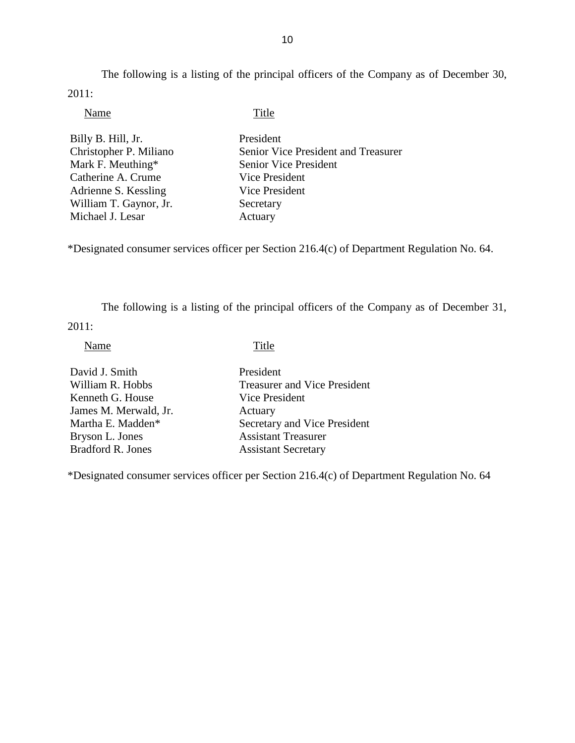The following is a listing of the principal officers of the Company as of December 30, 2011:

| Name | Title |
|---|---|
| Billy B. Hill, Jr. | President |
| Christopher P. Miliano | Senior Vice President and Treasurer |
| Mark F. Meuthing* | Senior Vice President |
| Catherine A. Crume | Vice President |
| Adrienne S. Kessling | Vice President |
| William T. Gaynor, Jr. | Secretary |
| Michael J. Lesar | Actuary |

*Designated consumer services officer per Section 216.4(c) of Department Regulation No. 64.

The following is a listing of the principal officers of the Company as of December 31, 2011:

| Name | Title |
|---|---|
| David J. Smith | President |
| William R. Hobbs | Treasurer and Vice President |
| Kenneth G. House | Vice President |
| James M. Merwald, Jr. | Actuary |
| Martha E. Madden* | Secretary and Vice President |
| Bryson L. Jones | Assistant Treasurer |
| Bradford R. Jones | Assistant Secretary |

*Designated consumer services officer per Section 216.4(c) of Department Regulation No. 64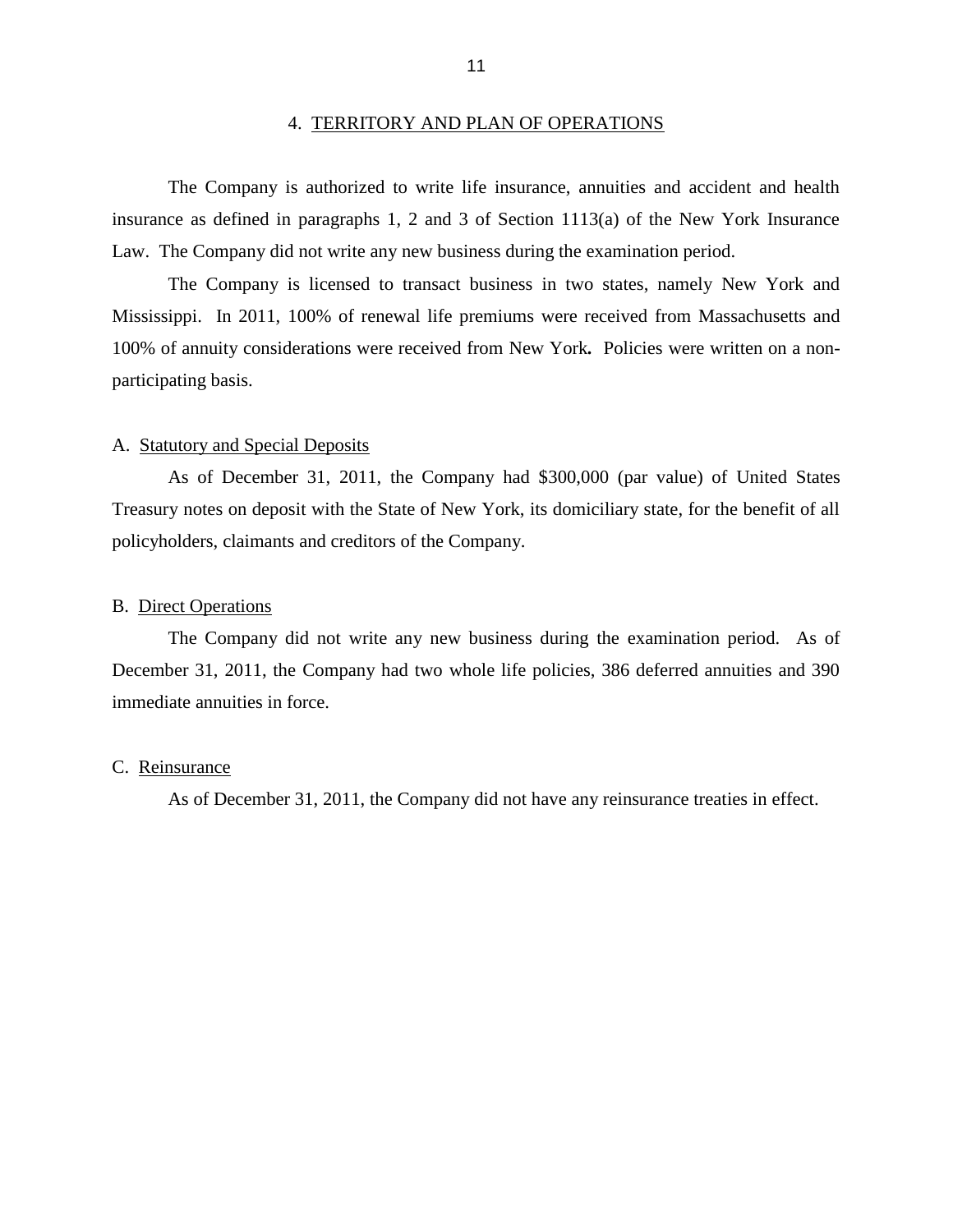## 4. TERRITORY AND PLAN OF OPERATIONS

The Company is authorized to write life insurance, annuities and accident and health insurance as defined in paragraphs 1, 2 and 3 of Section 1113(a) of the New York Insurance Law. The Company did not write any new business during the examination period.

The Company is licensed to transact business in two states, namely New York and Mississippi. In 2011, 100% of renewal life premiums were received from Massachusetts and 100% of annuity considerations were received from New York**.** Policies were written on a non-participating basis.

### A. Statutory and Special Deposits

As of December 31, 2011, the Company had $300,000 (par value) of United States Treasury notes on deposit with the State of New York, its domiciliary state, for the benefit of all policyholders, claimants and creditors of the Company.

### B. Direct Operations

The Company did not write any new business during the examination period. As of December 31, 2011, the Company had two whole life policies, 386 deferred annuities and 390 immediate annuities in force.

### C. Reinsurance

As of December 31, 2011, the Company did not have any reinsurance treaties in effect.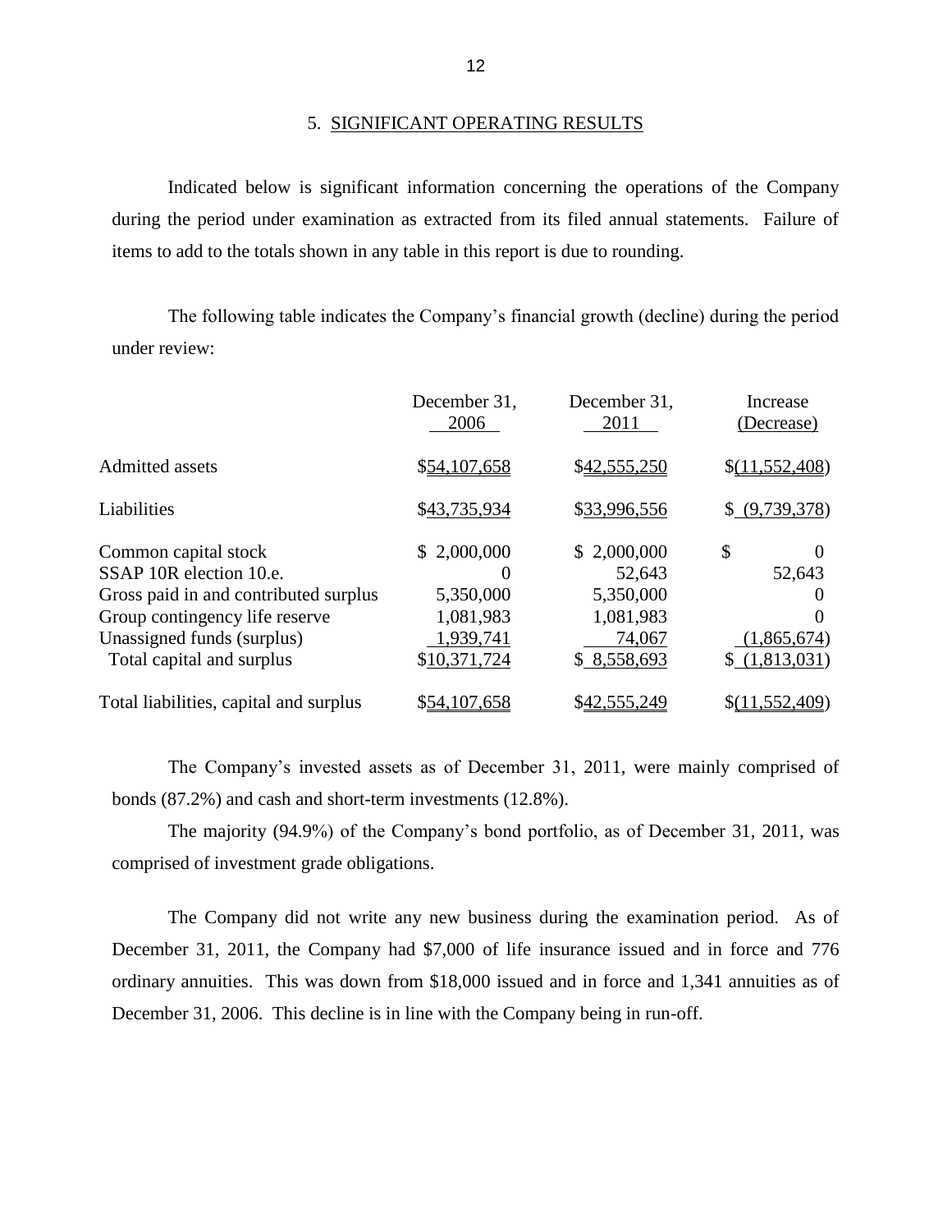## 5. SIGNIFICANT OPERATING RESULTS

Indicated below is significant information concerning the operations of the Company during the period under examination as extracted from its filed annual statements. Failure of items to add to the totals shown in any table in this report is due to rounding.

The following table indicates the Company's financial growth (decline) during the period under review:

| | December 31, 2006 | December 31, 2011 | Increase (Decrease) |
|---|---|---|---|
| Admitted assets | $54,107,658 | $42,555,250 | $(11,552,408) |
| Liabilities | $43,735,934 | $33,996,556 | $ (9,739,378) |
| Common capital stock | $ 2,000,000 | $ 2,000,000 | $ 0 |
| SSAP 10R election 10.e. | 0 | 52,643 | 52,643 |
| Gross paid in and contributed surplus | 5,350,000 | 5,350,000 | 0 |
| Group contingency life reserve | 1,081,983 | 1,081,983 | 0 |
| Unassigned funds (surplus) | 1,939,741 | 74,067 | (1,865,674) |
| Total capital and surplus | $10,371,724 | $ 8,558,693 | $ (1,813,031) |
| Total liabilities, capital and surplus | $54,107,658 | $42,555,249 | $(11,552,409) |

The Company's invested assets as of December 31, 2011, were mainly comprised of bonds (87.2%) and cash and short-term investments (12.8%).

The majority (94.9%) of the Company's bond portfolio, as of December 31, 2011, was comprised of investment grade obligations.

The Company did not write any new business during the examination period. As of December 31, 2011, the Company had $7,000 of life insurance issued and in force and 776 ordinary annuities. This was down from $18,000 issued and in force and 1,341 annuities as of December 31, 2006. This decline is in line with the Company being in run-off.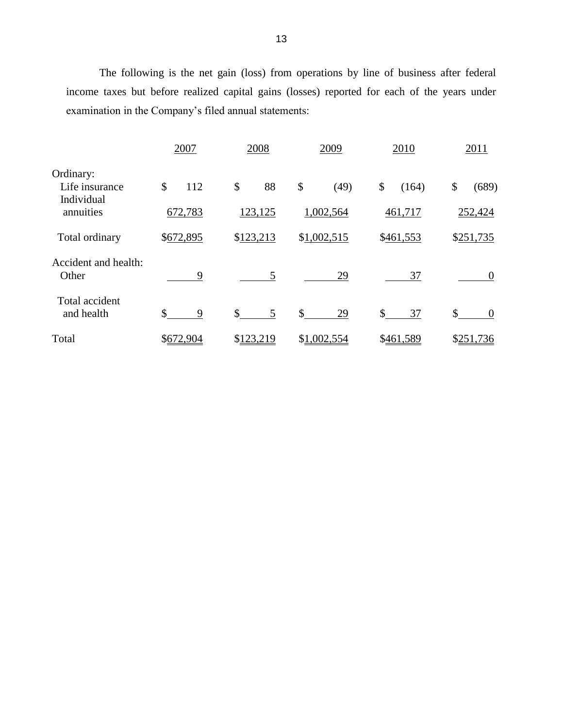The following is the net gain (loss) from operations by line of business after federal income taxes but before realized capital gains (losses) reported for each of the years under examination in the Company's filed annual statements:

| | 2007 | 2008 | 2009 | 2010 | 2011 |
|---|---|---|---|---|---|
| Ordinary: | | | | | |
| Life insurance | $ 112 | $ 88 | $ (49) | $ (164) | $ (689) |
| Individual annuities | 672,783 | 123,125 | 1,002,564 | 461,717 | 252,424 |
| Total ordinary | $672,895 | $123,213 | $1,002,515 | $461,553 | $251,735 |
| Accident and health: | | | | | |
| Other | 9 | 5 | 29 | 37 | 0 |
| Total accident and health | $ 9 | $ 5 | $ 29 | $ 37 | $ 0 |
| Total | $672,904 | $123,219 | $1,002,554 | $461,589 | $251,736 |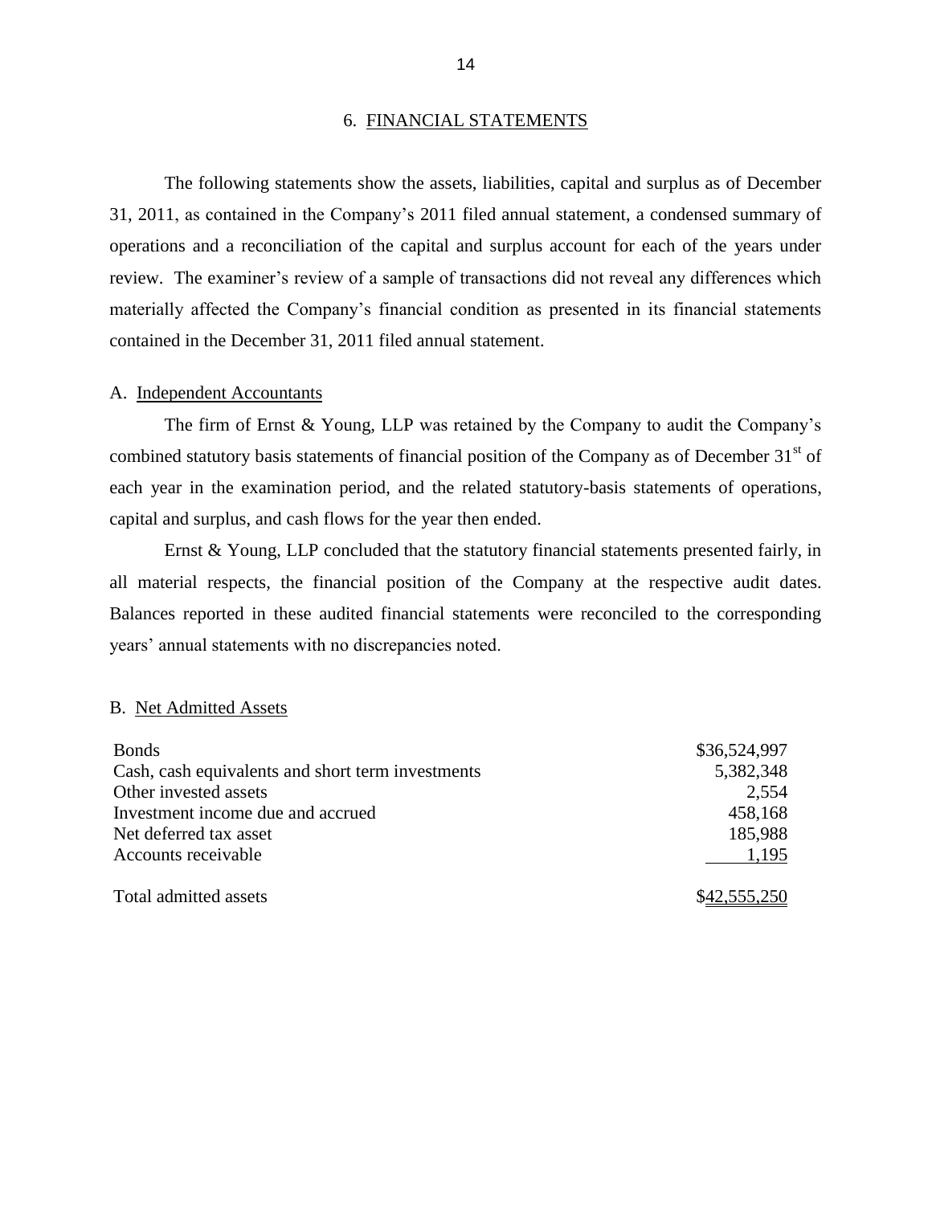## 6. FINANCIAL STATEMENTS

The following statements show the assets, liabilities, capital and surplus as of December 31, 2011, as contained in the Company's 2011 filed annual statement, a condensed summary of operations and a reconciliation of the capital and surplus account for each of the years under review. The examiner's review of a sample of transactions did not reveal any differences which materially affected the Company's financial condition as presented in its financial statements contained in the December 31, 2011 filed annual statement.

### A. Independent Accountants

The firm of Ernst & Young, LLP was retained by the Company to audit the Company's combined statutory basis statements of financial position of the Company as of December 31st of each year in the examination period, and the related statutory-basis statements of operations, capital and surplus, and cash flows for the year then ended.

Ernst & Young, LLP concluded that the statutory financial statements presented fairly, in all material respects, the financial position of the Company at the respective audit dates. Balances reported in these audited financial statements were reconciled to the corresponding years' annual statements with no discrepancies noted.

### B. Net Admitted Assets

| | |
|---|---|
| Bonds | $36,524,997 |
| Cash, cash equivalents and short term investments | 5,382,348 |
| Other invested assets | 2,554 |
| Investment income due and accrued | 458,168 |
| Net deferred tax asset | 185,988 |
| Accounts receivable | 1,195 |
| Total admitted assets | $42,555,250 |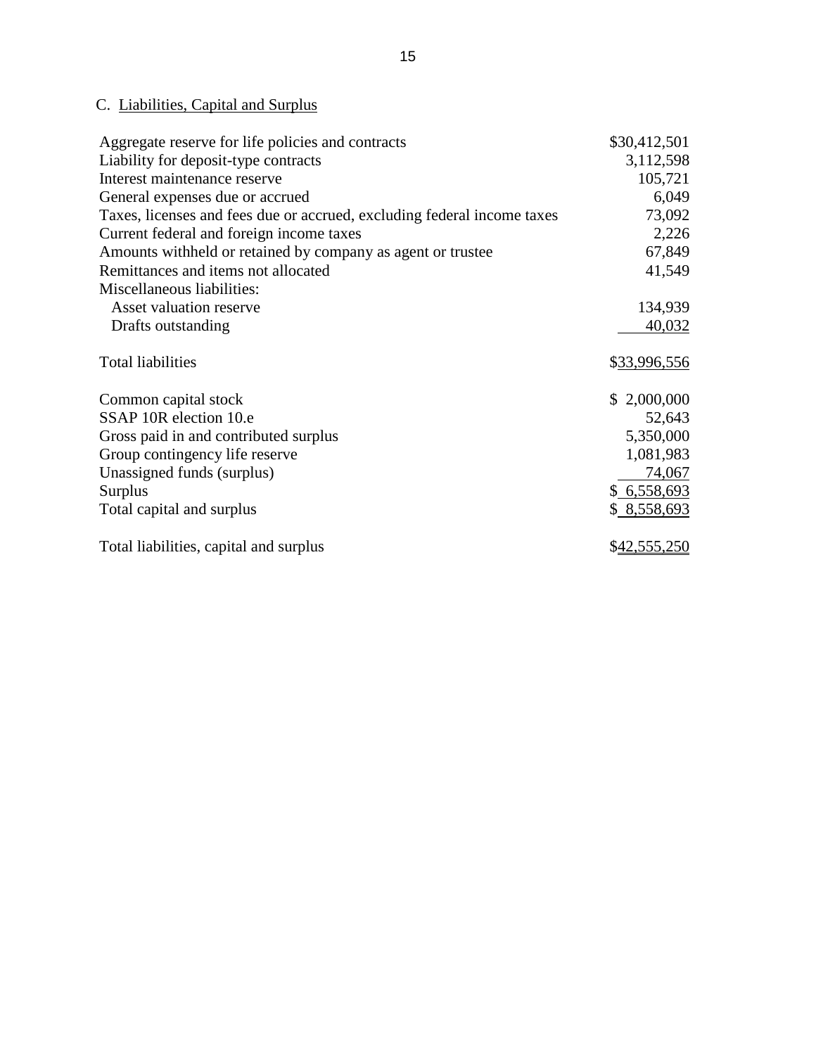## C. Liabilities, Capital and Surplus

| | |
|---|---|
| Aggregate reserve for life policies and contracts | $30,412,501 |
| Liability for deposit-type contracts | 3,112,598 |
| Interest maintenance reserve | 105,721 |
| General expenses due or accrued | 6,049 |
| Taxes, licenses and fees due or accrued, excluding federal income taxes | 73,092 |
| Current federal and foreign income taxes | 2,226 |
| Amounts withheld or retained by company as agent or trustee | 67,849 |
| Remittances and items not allocated | 41,549 |
| Miscellaneous liabilities: | |
| Asset valuation reserve | 134,939 |
| Drafts outstanding | 40,032 |
| Total liabilities | $33,996,556 |
| Common capital stock | $ 2,000,000 |
| SSAP 10R election 10.e | 52,643 |
| Gross paid in and contributed surplus | 5,350,000 |
| Group contingency life reserve | 1,081,983 |
| Unassigned funds (surplus) | 74,067 |
| Surplus | $ 6,558,693 |
| Total capital and surplus | $ 8,558,693 |
| Total liabilities, capital and surplus | $42,555,250 |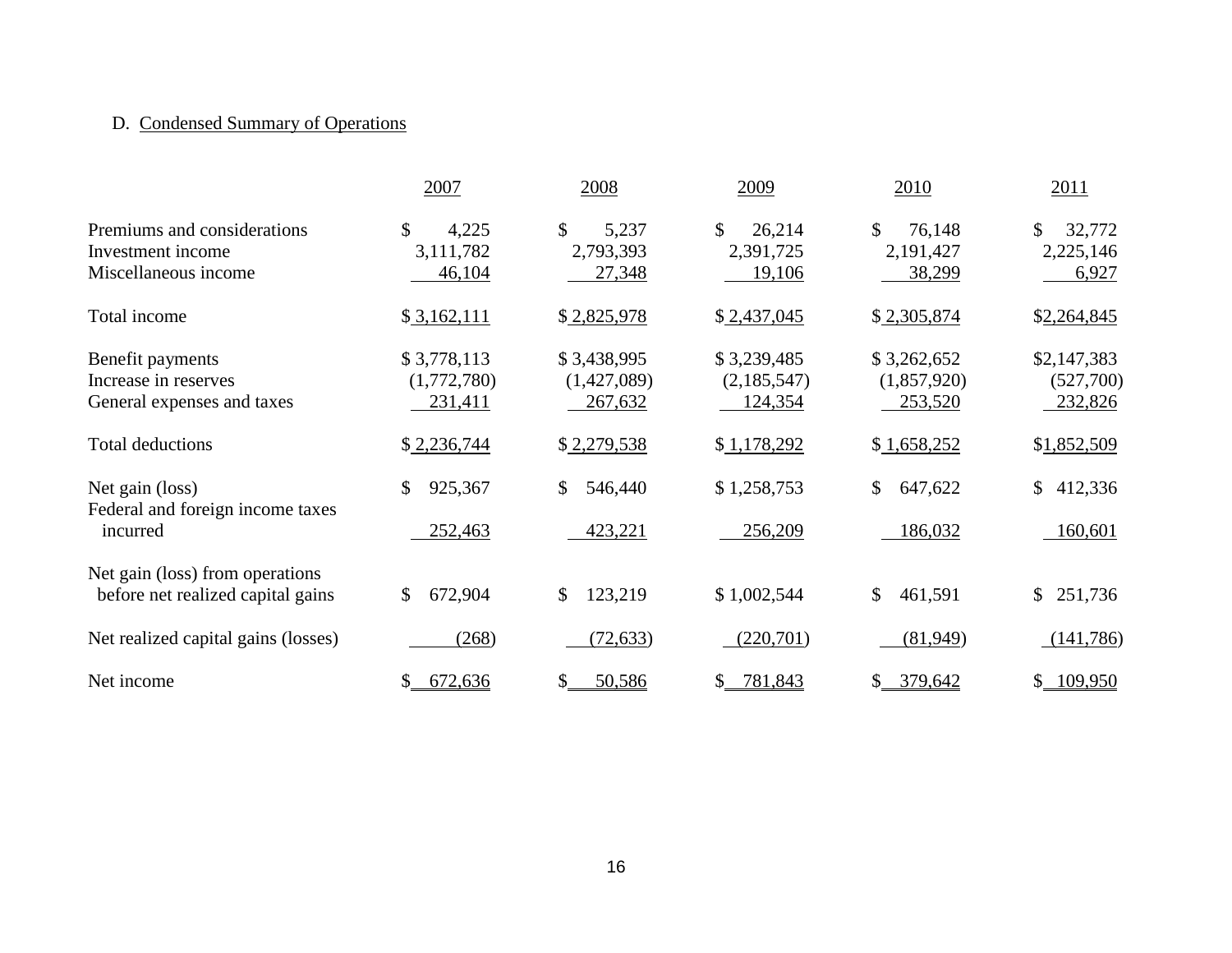D. Condensed Summary of Operations

| | 2007 | 2008 | 2009 | 2010 | 2011 |
|---|---|---|---|---|---|
| Premiums and considerations | $ 4,225 | $ 5,237 | $ 26,214 | $ 76,148 | $ 32,772 |
| Investment income | 3,111,782 | 2,793,393 | 2,391,725 | 2,191,427 | 2,225,146 |
| Miscellaneous income | 46,104 | 27,348 | 19,106 | 38,299 | 6,927 |
| Total income | $ 3,162,111 | $ 2,825,978 | $ 2,437,045 | $ 2,305,874 | $2,264,845 |
| Benefit payments | $ 3,778,113 | $ 3,438,995 | $ 3,239,485 | $ 3,262,652 | $2,147,383 |
| Increase in reserves | (1,772,780) | (1,427,089) | (2,185,547) | (1,857,920) | (527,700) |
| General expenses and taxes | 231,411 | 267,632 | 124,354 | 253,520 | 232,826 |
| Total deductions | $ 2,236,744 | $ 2,279,538 | $ 1,178,292 | $ 1,658,252 | $1,852,509 |
| Net gain (loss) | $ 925,367 | $ 546,440 | $ 1,258,753 | $ 647,622 | $ 412,336 |
| Federal and foreign income taxes incurred | 252,463 | 423,221 | 256,209 | 186,032 | 160,601 |
| Net gain (loss) from operations before net realized capital gains | $ 672,904 | $ 123,219 | $ 1,002,544 | $ 461,591 | $ 251,736 |
| Net realized capital gains (losses) | (268) | (72,633) | (220,701) | (81,949) | (141,786) |
| Net income | $ 672,636 | $ 50,586 | $ 781,843 | $ 379,642 | $ 109,950 |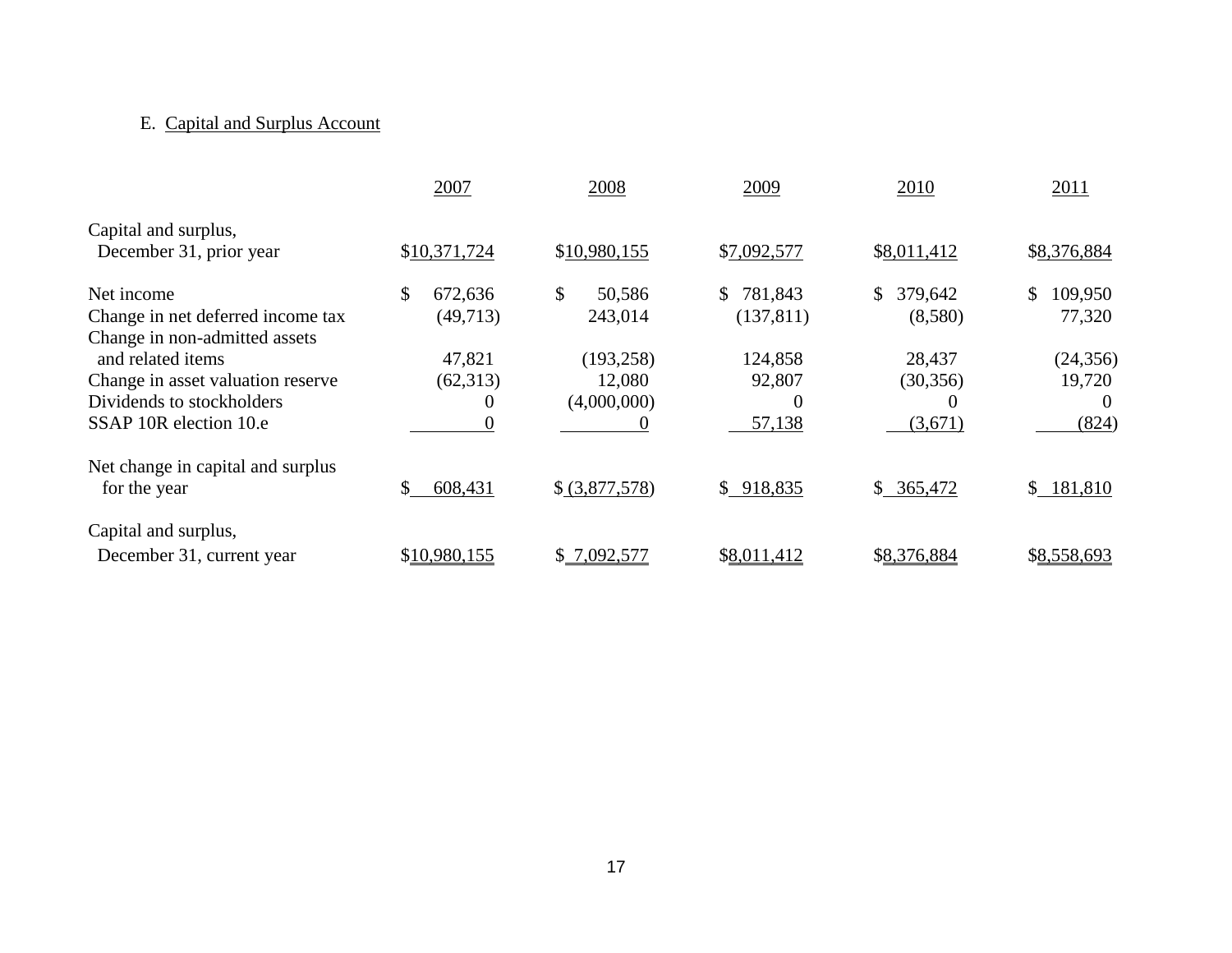E. Capital and Surplus Account

| | 2007 | 2008 | 2009 | 2010 | 2011 |
|---|---|---|---|---|---|
| Capital and surplus, December 31, prior year | $10,371,724 | $10,980,155 | $7,092,577 | $8,011,412 | $8,376,884 |
| Net income | $ 672,636 | $ 50,586 | $ 781,843 | $ 379,642 | $ 109,950 |
| Change in net deferred income tax | (49,713) | 243,014 | (137,811) | (8,580) | 77,320 |
| Change in non-admitted assets and related items | 47,821 | (193,258) | 124,858 | 28,437 | (24,356) |
| Change in asset valuation reserve | (62,313) | 12,080 | 92,807 | (30,356) | 19,720 |
| Dividends to stockholders | 0 | (4,000,000) | 0 | 0 | 0 |
| SSAP 10R election 10.e | 0 | 0 | 57,138 | (3,671) | (824) |
| Net change in capital and surplus for the year | $ 608,431 | $ (3,877,578) | $ 918,835 | $ 365,472 | $ 181,810 |
| Capital and surplus, December 31, current year | $10,980,155 | $ 7,092,577 | $8,011,412 | $8,376,884 | $8,558,693 |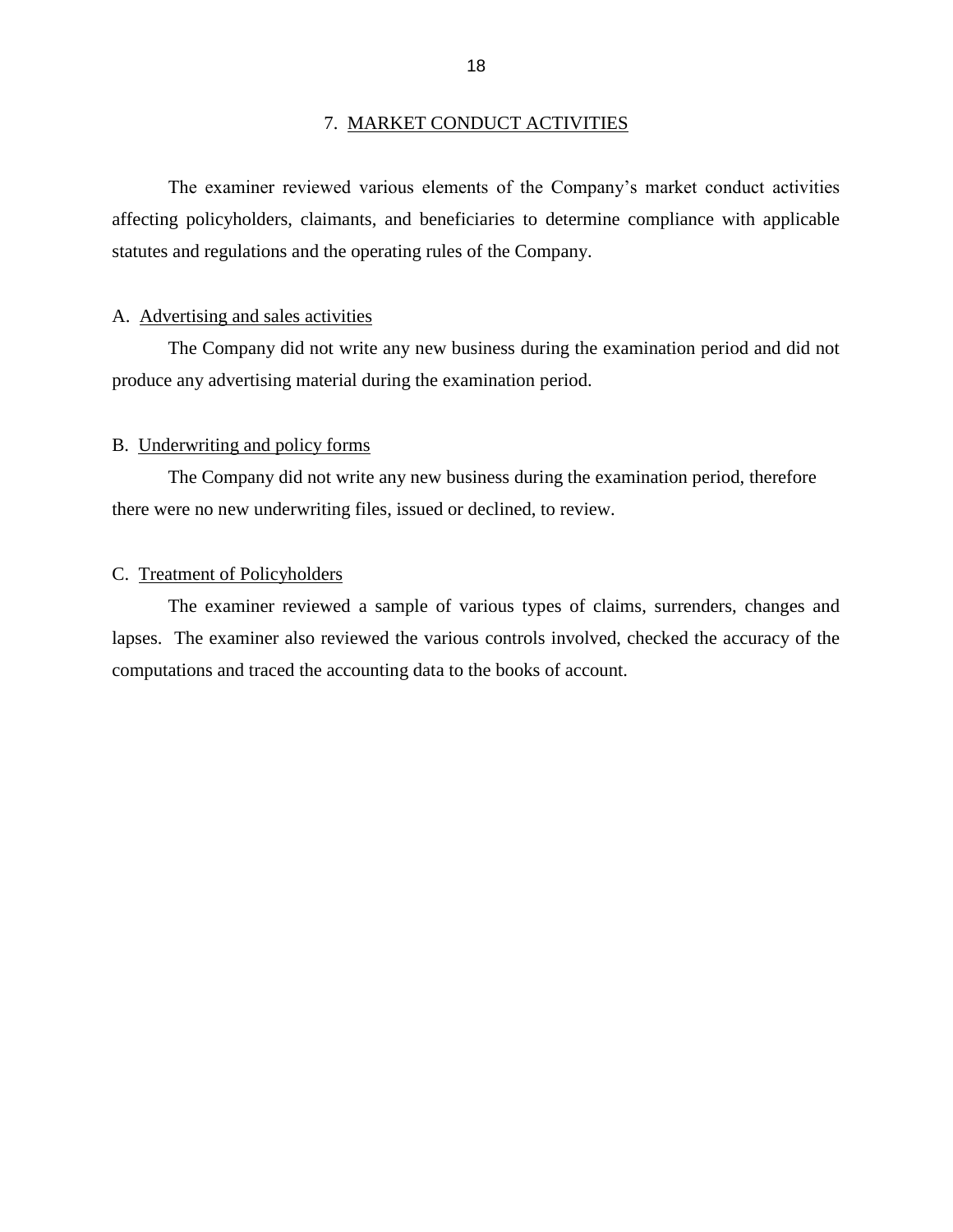## 7. MARKET CONDUCT ACTIVITIES

The examiner reviewed various elements of the Company's market conduct activities affecting policyholders, claimants, and beneficiaries to determine compliance with applicable statutes and regulations and the operating rules of the Company.

### A. Advertising and sales activities

The Company did not write any new business during the examination period and did not produce any advertising material during the examination period.

### B. Underwriting and policy forms

The Company did not write any new business during the examination period, therefore there were no new underwriting files, issued or declined, to review.

### C. Treatment of Policyholders

The examiner reviewed a sample of various types of claims, surrenders, changes and lapses. The examiner also reviewed the various controls involved, checked the accuracy of the computations and traced the accounting data to the books of account.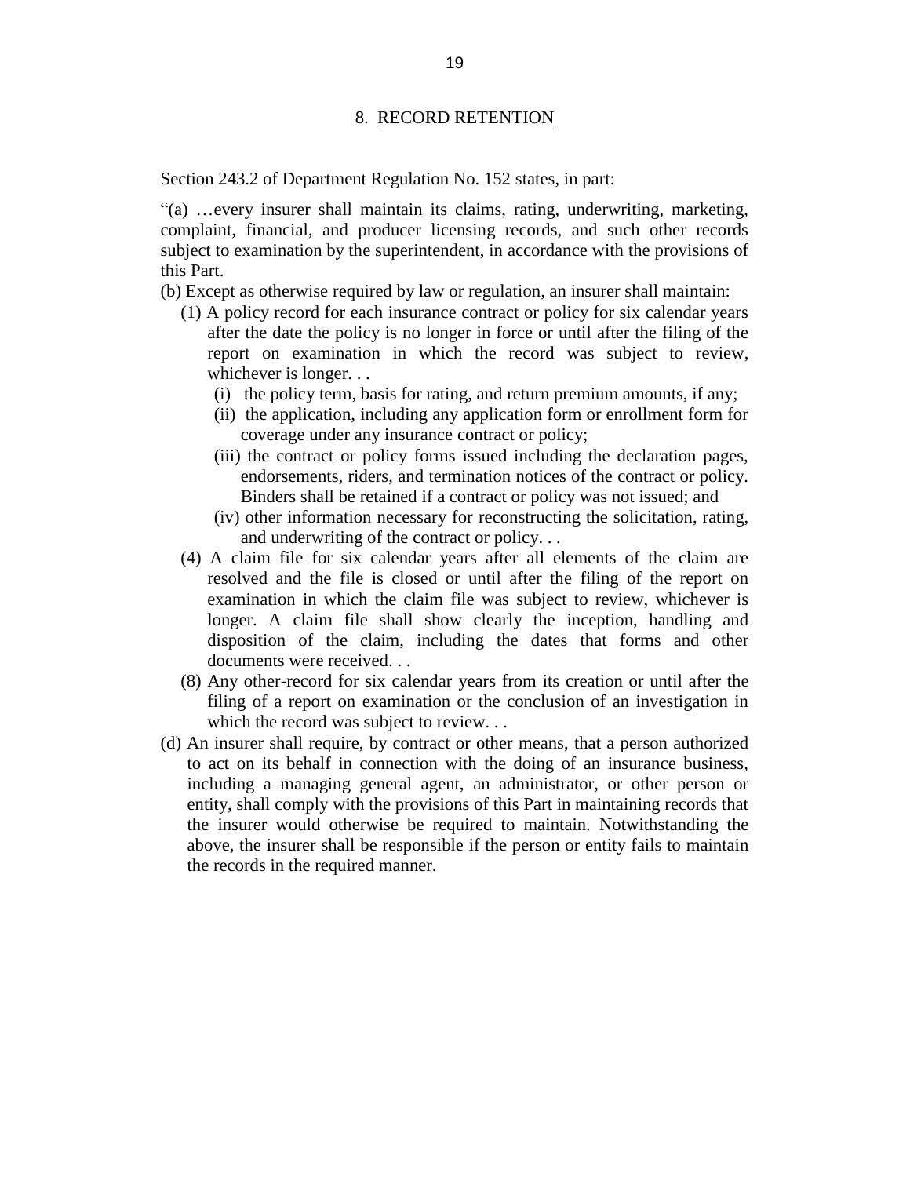## 8. RECORD RETENTION

Section 243.2 of Department Regulation No. 152 states, in part:

"(a) …every insurer shall maintain its claims, rating, underwriting, marketing, complaint, financial, and producer licensing records, and such other records subject to examination by the superintendent, in accordance with the provisions of this Part.

(b) Except as otherwise required by law or regulation, an insurer shall maintain:

- (1) A policy record for each insurance contract or policy for six calendar years after the date the policy is no longer in force or until after the filing of the report on examination in which the record was subject to review, whichever is longer. . .
  - (i) the policy term, basis for rating, and return premium amounts, if any;
  - (ii) the application, including any application form or enrollment form for coverage under any insurance contract or policy;
  - (iii) the contract or policy forms issued including the declaration pages, endorsements, riders, and termination notices of the contract or policy. Binders shall be retained if a contract or policy was not issued; and
  - (iv) other information necessary for reconstructing the solicitation, rating, and underwriting of the contract or policy. . .
- (4) A claim file for six calendar years after all elements of the claim are resolved and the file is closed or until after the filing of the report on examination in which the claim file was subject to review, whichever is longer. A claim file shall show clearly the inception, handling and disposition of the claim, including the dates that forms and other documents were received. . .
- (8) Any other-record for six calendar years from its creation or until after the filing of a report on examination or the conclusion of an investigation in which the record was subject to review. . .

(d) An insurer shall require, by contract or other means, that a person authorized to act on its behalf in connection with the doing of an insurance business, including a managing general agent, an administrator, or other person or entity, shall comply with the provisions of this Part in maintaining records that the insurer would otherwise be required to maintain. Notwithstanding the above, the insurer shall be responsible if the person or entity fails to maintain the records in the required manner.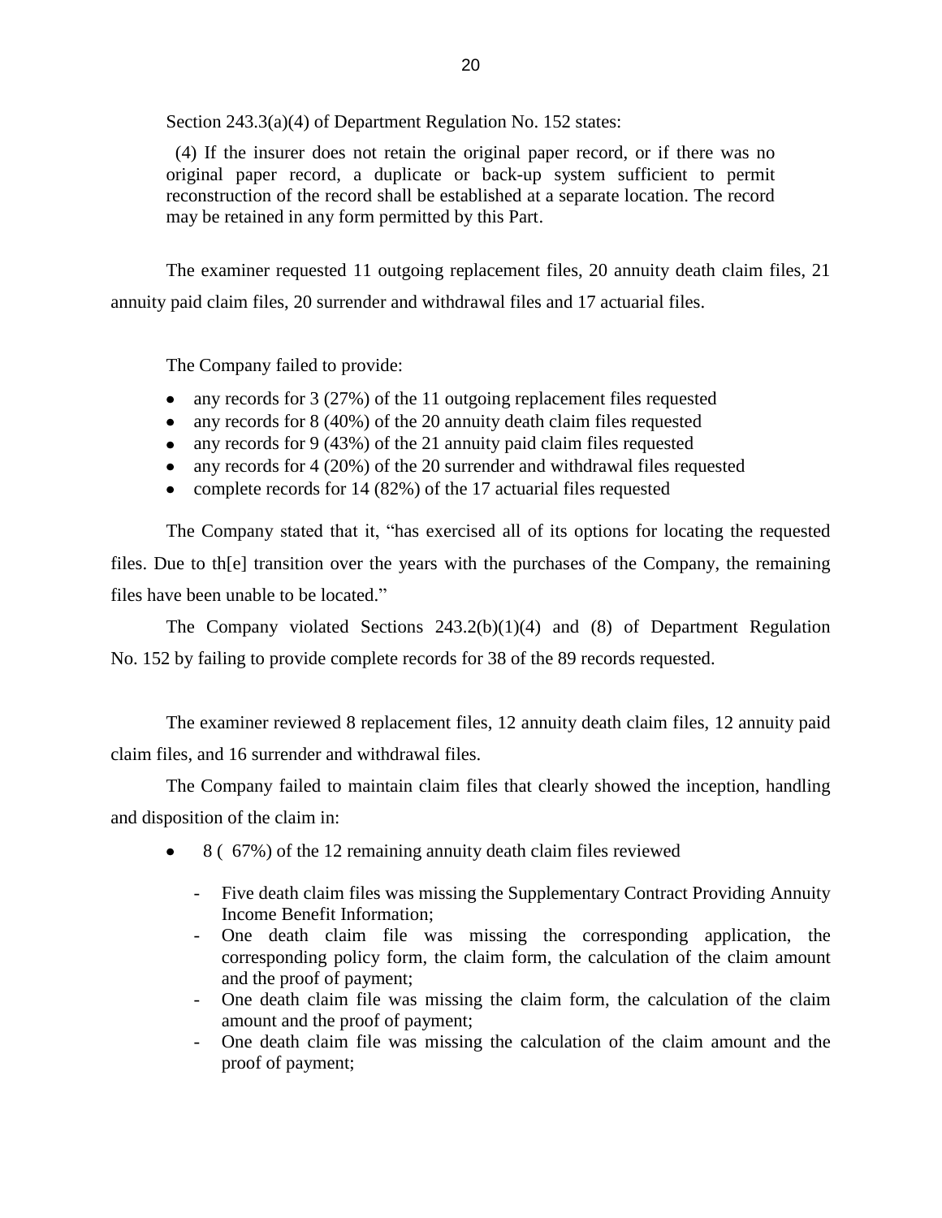Section 243.3(a)(4) of Department Regulation No. 152 states:

> (4) If the insurer does not retain the original paper record, or if there was no original paper record, a duplicate or back-up system sufficient to permit reconstruction of the record shall be established at a separate location. The record may be retained in any form permitted by this Part.

The examiner requested 11 outgoing replacement files, 20 annuity death claim files, 21 annuity paid claim files, 20 surrender and withdrawal files and 17 actuarial files.

The Company failed to provide:

- any records for 3 (27%) of the 11 outgoing replacement files requested
- any records for 8 (40%) of the 20 annuity death claim files requested
- any records for 9 (43%) of the 21 annuity paid claim files requested
- any records for 4 (20%) of the 20 surrender and withdrawal files requested
- complete records for 14 (82%) of the 17 actuarial files requested

The Company stated that it, "has exercised all of its options for locating the requested files. Due to th[e] transition over the years with the purchases of the Company, the remaining files have been unable to be located."

The Company violated Sections 243.2(b)(1)(4) and (8) of Department Regulation No. 152 by failing to provide complete records for 38 of the 89 records requested.

The examiner reviewed 8 replacement files, 12 annuity death claim files, 12 annuity paid claim files, and 16 surrender and withdrawal files.

The Company failed to maintain claim files that clearly showed the inception, handling and disposition of the claim in:

- 8 ( 67%) of the 12 remaining annuity death claim files reviewed
  - Five death claim files was missing the Supplementary Contract Providing Annuity Income Benefit Information;
  - One death claim file was missing the corresponding application, the corresponding policy form, the claim form, the calculation of the claim amount and the proof of payment;
  - One death claim file was missing the claim form, the calculation of the claim amount and the proof of payment;
  - One death claim file was missing the calculation of the claim amount and the proof of payment;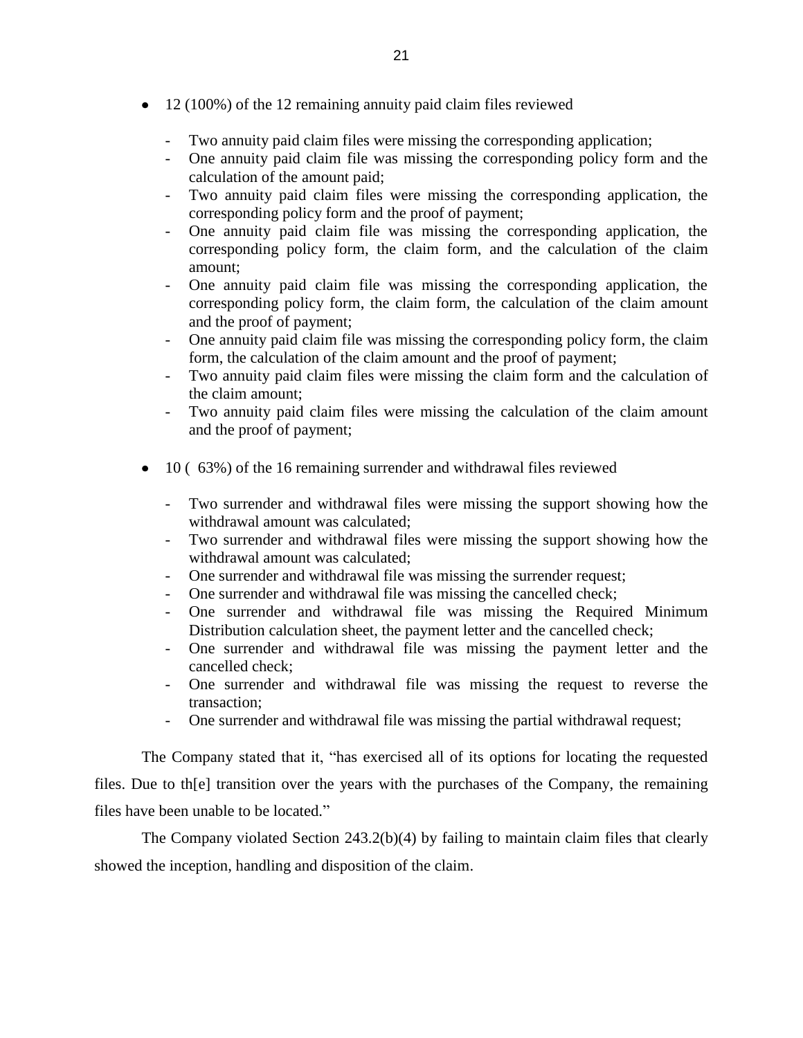- 12 (100%) of the 12 remaining annuity paid claim files reviewed

    - Two annuity paid claim files were missing the corresponding application;
    - One annuity paid claim file was missing the corresponding policy form and the calculation of the amount paid;
    - Two annuity paid claim files were missing the corresponding application, the corresponding policy form and the proof of payment;
    - One annuity paid claim file was missing the corresponding application, the corresponding policy form, the claim form, and the calculation of the claim amount;
    - One annuity paid claim file was missing the corresponding application, the corresponding policy form, the claim form, the calculation of the claim amount and the proof of payment;
    - One annuity paid claim file was missing the corresponding policy form, the claim form, the calculation of the claim amount and the proof of payment;
    - Two annuity paid claim files were missing the claim form and the calculation of the claim amount;
    - Two annuity paid claim files were missing the calculation of the claim amount and the proof of payment;

- 10 ( 63%) of the 16 remaining surrender and withdrawal files reviewed

    - Two surrender and withdrawal files were missing the support showing how the withdrawal amount was calculated;
    - Two surrender and withdrawal files were missing the support showing how the withdrawal amount was calculated;
    - One surrender and withdrawal file was missing the surrender request;
    - One surrender and withdrawal file was missing the cancelled check;
    - One surrender and withdrawal file was missing the Required Minimum Distribution calculation sheet, the payment letter and the cancelled check;
    - One surrender and withdrawal file was missing the payment letter and the cancelled check;
    - One surrender and withdrawal file was missing the request to reverse the transaction;
    - One surrender and withdrawal file was missing the partial withdrawal request;

The Company stated that it, "has exercised all of its options for locating the requested files. Due to th[e] transition over the years with the purchases of the Company, the remaining files have been unable to be located."

The Company violated Section 243.2(b)(4) by failing to maintain claim files that clearly showed the inception, handling and disposition of the claim.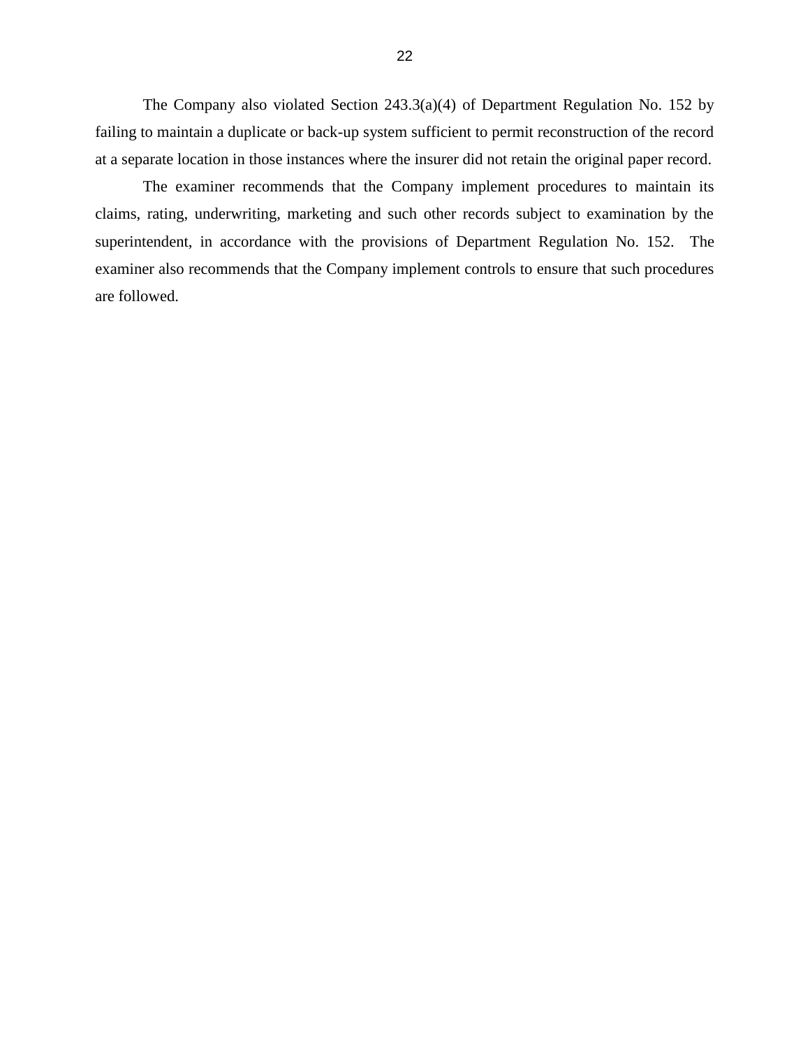The Company also violated Section 243.3(a)(4) of Department Regulation No. 152 by failing to maintain a duplicate or back-up system sufficient to permit reconstruction of the record at a separate location in those instances where the insurer did not retain the original paper record.

The examiner recommends that the Company implement procedures to maintain its claims, rating, underwriting, marketing and such other records subject to examination by the superintendent, in accordance with the provisions of Department Regulation No. 152. The examiner also recommends that the Company implement controls to ensure that such procedures are followed.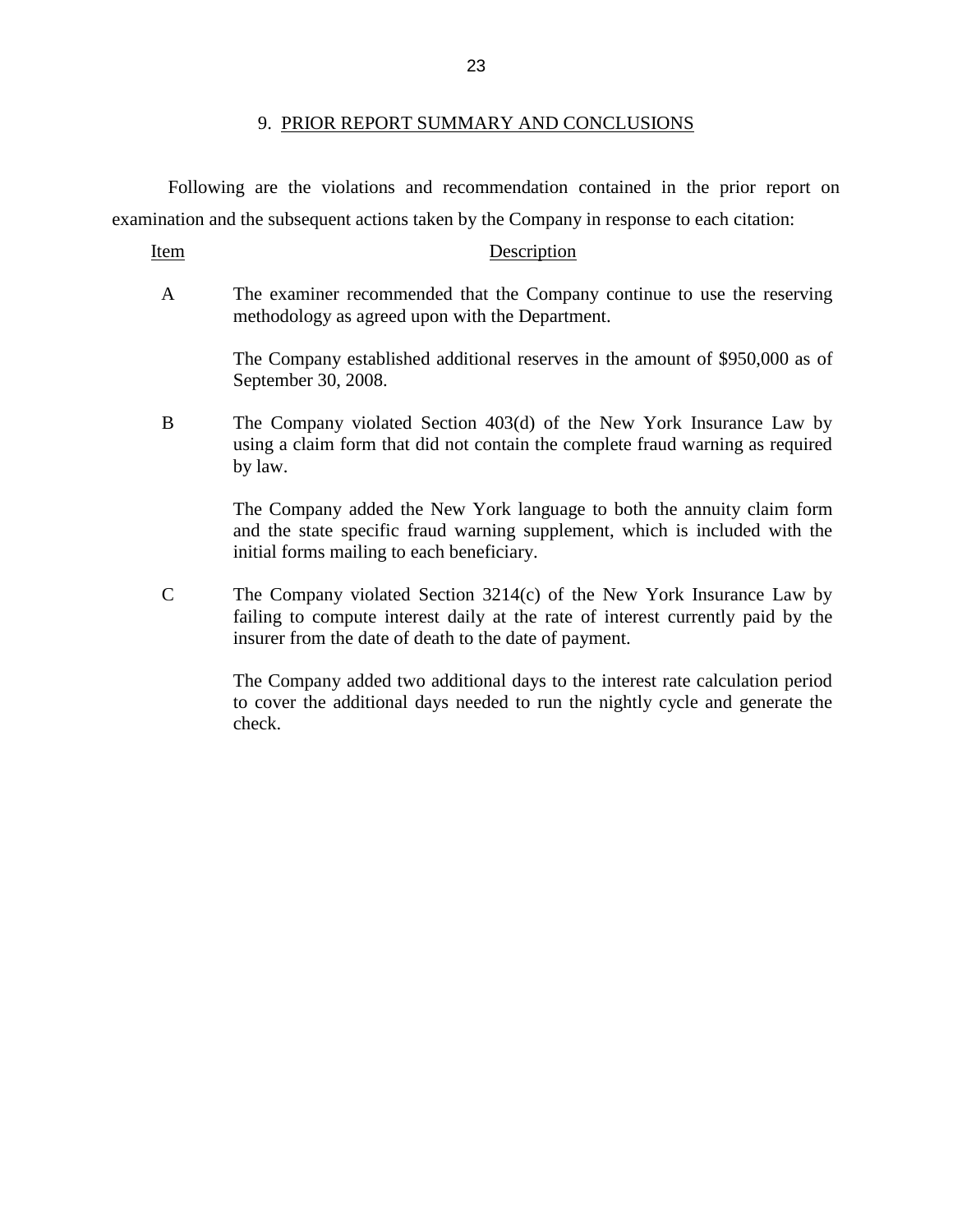## 9. PRIOR REPORT SUMMARY AND CONCLUSIONS

Following are the violations and recommendation contained in the prior report on examination and the subsequent actions taken by the Company in response to each citation:

| Item | Description |
| --- | --- |
| A | The examiner recommended that the Company continue to use the reserving methodology as agreed upon with the Department.<br><br>The Company established additional reserves in the amount of $950,000 as of September 30, 2008. |
| B | The Company violated Section 403(d) of the New York Insurance Law by using a claim form that did not contain the complete fraud warning as required by law.<br><br>The Company added the New York language to both the annuity claim form and the state specific fraud warning supplement, which is included with the initial forms mailing to each beneficiary. |
| C | The Company violated Section 3214(c) of the New York Insurance Law by failing to compute interest daily at the rate of interest currently paid by the insurer from the date of death to the date of payment.<br><br>The Company added two additional days to the interest rate calculation period to cover the additional days needed to run the nightly cycle and generate the check. |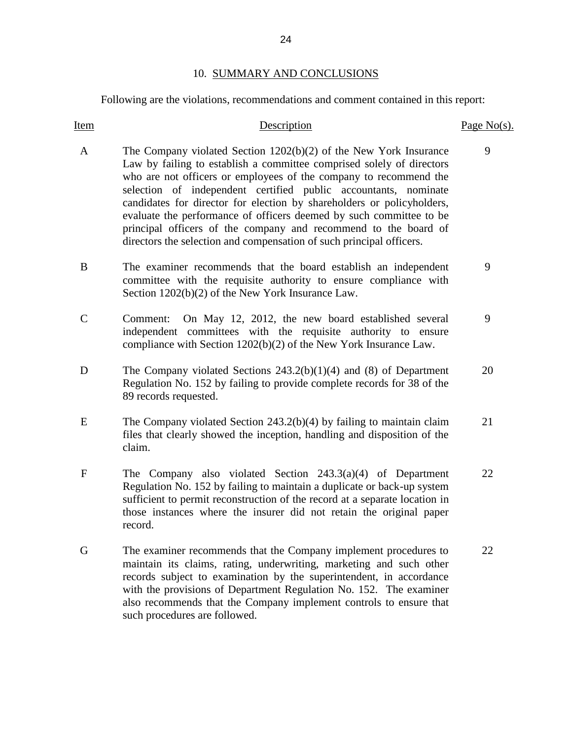## 10. SUMMARY AND CONCLUSIONS

Following are the violations, recommendations and comment contained in this report:

| Item | Description | Page No(s). |
|---|---|---|
| A | The Company violated Section 1202(b)(2) of the New York Insurance Law by failing to establish a committee comprised solely of directors who are not officers or employees of the company to recommend the selection of independent certified public accountants, nominate candidates for director for election by shareholders or policyholders, evaluate the performance of officers deemed by such committee to be principal officers of the company and recommend to the board of directors the selection and compensation of such principal officers. | 9 |
| B | The examiner recommends that the board establish an independent committee with the requisite authority to ensure compliance with Section 1202(b)(2) of the New York Insurance Law. | 9 |
| C | Comment: On May 12, 2012, the new board established several independent committees with the requisite authority to ensure compliance with Section 1202(b)(2) of the New York Insurance Law. | 9 |
| D | The Company violated Sections 243.2(b)(1)(4) and (8) of Department Regulation No. 152 by failing to provide complete records for 38 of the 89 records requested. | 20 |
| E | The Company violated Section 243.2(b)(4) by failing to maintain claim files that clearly showed the inception, handling and disposition of the claim. | 21 |
| F | The Company also violated Section 243.3(a)(4) of Department Regulation No. 152 by failing to maintain a duplicate or back-up system sufficient to permit reconstruction of the record at a separate location in those instances where the insurer did not retain the original paper record. | 22 |
| G | The examiner recommends that the Company implement procedures to maintain its claims, rating, underwriting, marketing and such other records subject to examination by the superintendent, in accordance with the provisions of Department Regulation No. 152. The examiner also recommends that the Company implement controls to ensure that such procedures are followed. | 22 |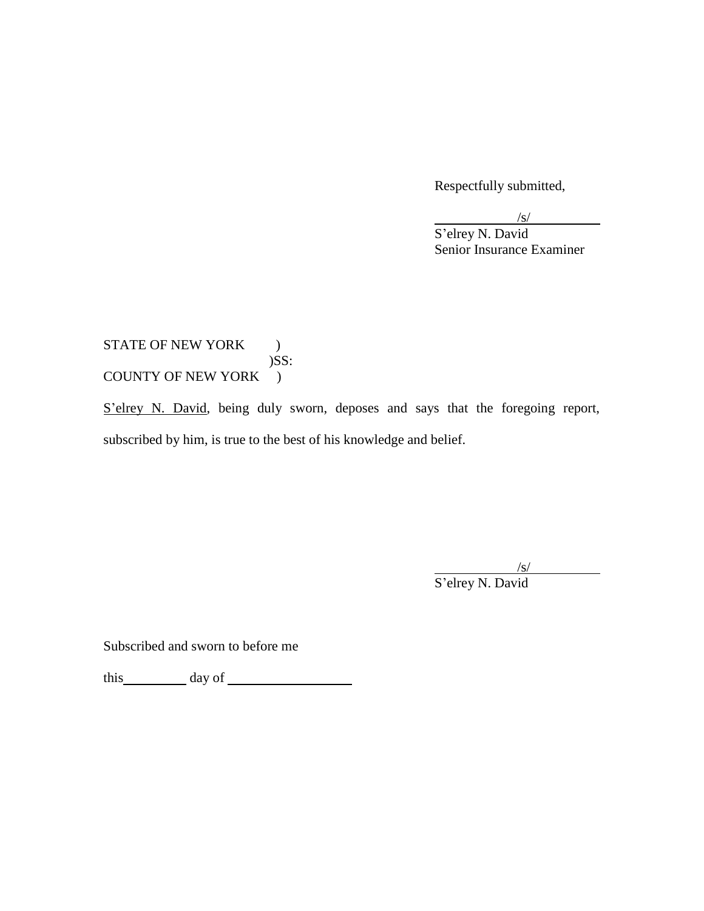Respectfully submitted,

/s/

S'elrey N. David
Senior Insurance Examiner

STATE OF NEW YORK )
)SS:
COUNTY OF NEW YORK )

S'elrey N. David, being duly sworn, deposes and says that the foregoing report, subscribed by him, is true to the best of his knowledge and belief.

/s/

S'elrey N. David

Subscribed and sworn to before me

this ________ day of ________________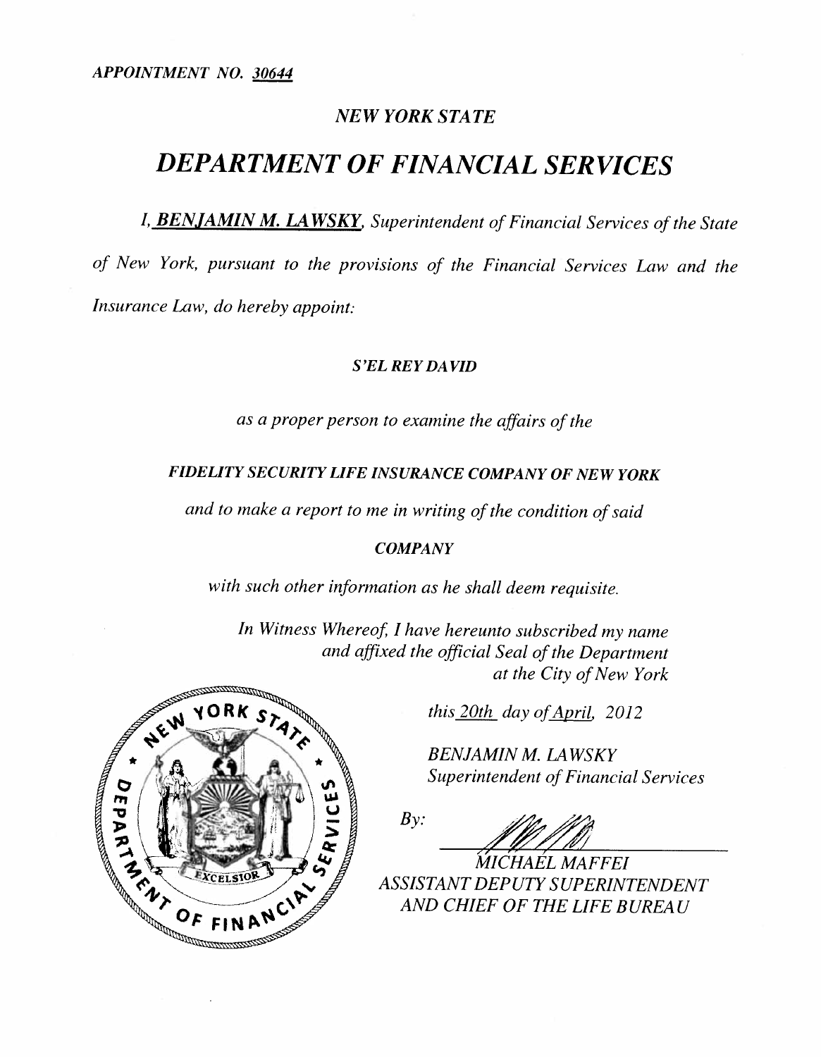*APPOINTMENT NO. 30644*

## *NEW YORK STATE*

# *DEPARTMENT OF FINANCIAL SERVICES*

*I, BENJAMIN M. LAWSKY, Superintendent of Financial Services of the State of New York, pursuant to the provisions of the Financial Services Law and the Insurance Law, do hereby appoint:*

***S'EL REY DAVID***

*as a proper person to examine the affairs of the*

***FIDELITY SECURITY LIFE INSURANCE COMPANY OF NEW YORK***

*and to make a report to me in writing of the condition of said*

***COMPANY***

*with such other information as he shall deem requisite.*

*In Witness Whereof, I have hereunto subscribed my name and affixed the official Seal of the Department at the City of New York*

*this 20th day of April, 2012*

*BENJAMIN M. LAWSKY*
*Superintendent of Financial Services*

*By:*

*MICHAEL MAFFEI*
*ASSISTANT DEPUTY SUPERINTENDENT AND CHIEF OF THE LIFE BUREAU*